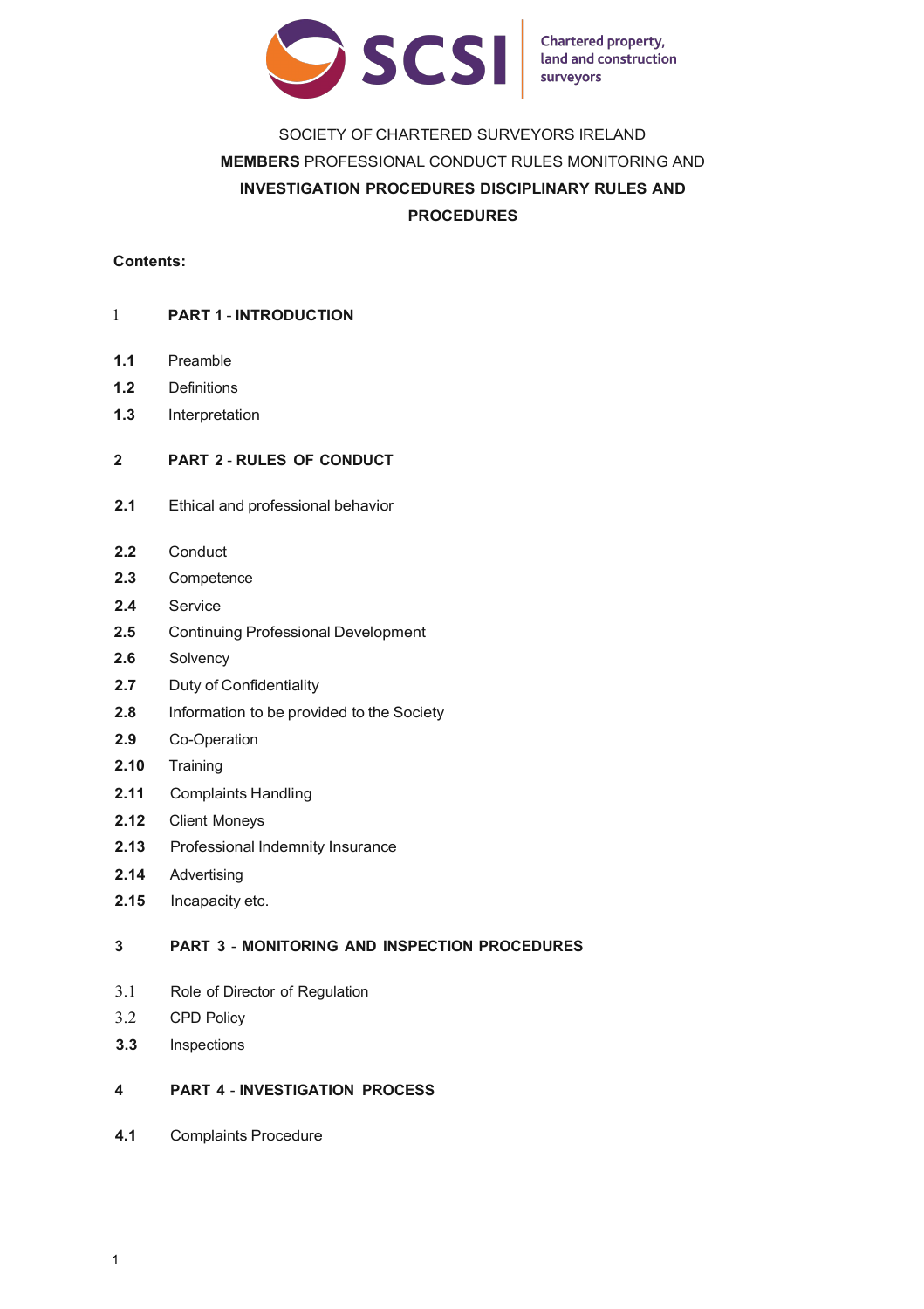SOCIETY OF CHARTERED SURVEYORS IRELAND

**MEMBERS** PROFESSIONAL CONDUCT RULES MONITORING AND

**INVESTIGATION PROCEDURES DISCIPLINARY RULES AND PROCEDURES**

**Contents:**

1 **PART 1 - INTRODUCTION**

**1.1** Preamble

**1.2** Definitions

**1.3** Interpretation

**2** **PART 2 - RULES OF CONDUCT**

**2.1** Ethical and professional behavior

**2.2** Conduct

**2.3** Competence

**2.4** Service

**2.5** Continuing Professional Development

**2.6** Solvency

**2.7** Duty of Confidentiality

**2.8** Information to be provided to the Society

**2.9** Co-Operation

**2.10** Training

**2.11** Complaints Handling

**2.12** Client Moneys

**2.13** Professional Indemnity Insurance

**2.14** Advertising

**2.15** Incapacity etc.

**3** **PART 3 - MONITORING AND INSPECTION PROCEDURES**

3.1 Role of Director of Regulation

3.2 CPD Policy

**3.3** Inspections

**4** **PART 4 - INVESTIGATION PROCESS**

**4.1** Complaints Procedure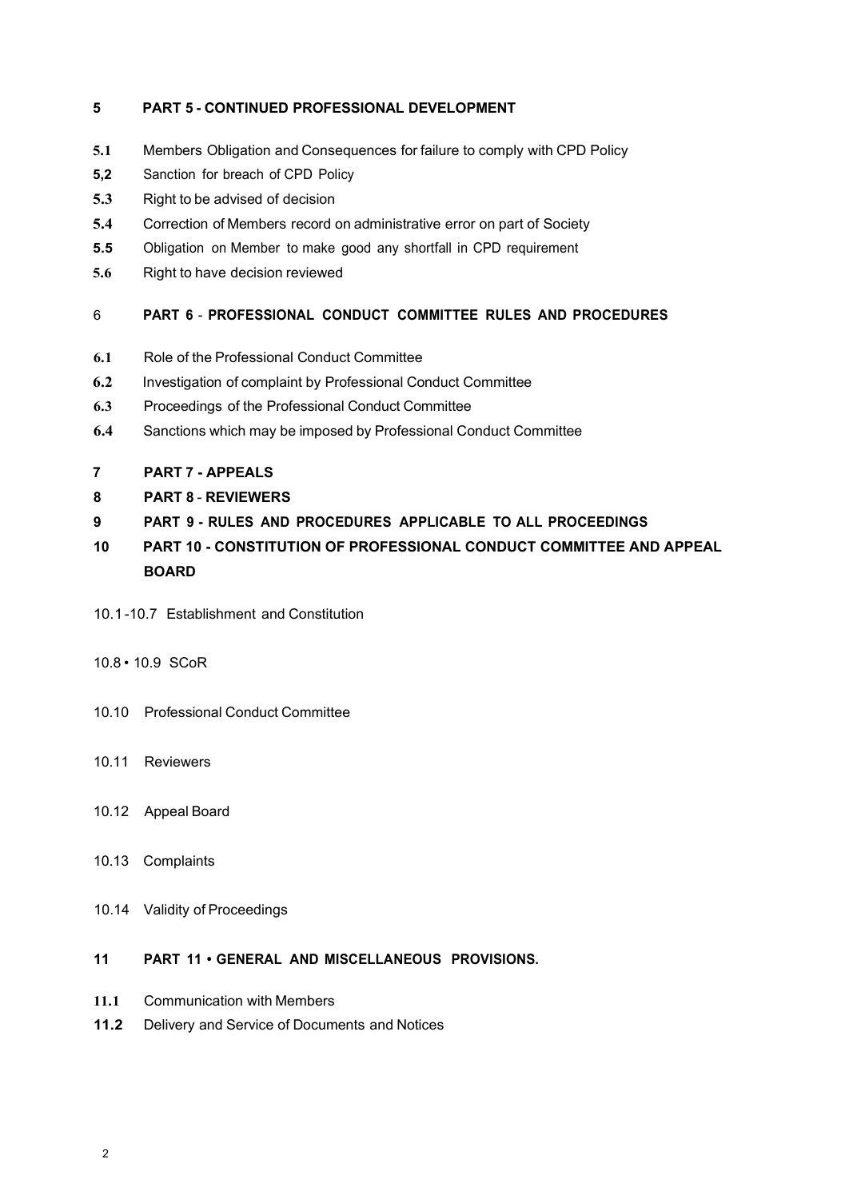**5 PART 5 - CONTINUED PROFESSIONAL DEVELOPMENT**

**5.1** Members Obligation and Consequences for failure to comply with CPD Policy

**5,2** Sanction for breach of CPD Policy

**5.3** Right to be advised of decision

**5.4** Correction of Members record on administrative error on part of Society

**5.5** Obligation on Member to make good any shortfall in CPD requirement

**5.6** Right to have decision reviewed

6 **PART 6 - PROFESSIONAL CONDUCT COMMITTEE RULES AND PROCEDURES**

**6.1** Role of the Professional Conduct Committee

**6.2** Investigation of complaint by Professional Conduct Committee

**6.3** Proceedings of the Professional Conduct Committee

**6.4** Sanctions which may be imposed by Professional Conduct Committee

**7 PART 7 - APPEALS**

**8 PART 8 - REVIEWERS**

**9 PART 9 - RULES AND PROCEDURES APPLICABLE TO ALL PROCEEDINGS**

**10 PART 10 - CONSTITUTION OF PROFESSIONAL CONDUCT COMMITTEE AND APPEAL BOARD**

10.1 -10.7 Establishment and Constitution

10.8 • 10.9 SCoR

10.10 Professional Conduct Committee

10.11 Reviewers

10.12 Appeal Board

10.13 Complaints

10.14 Validity of Proceedings

**11 PART 11 • GENERAL AND MISCELLANEOUS PROVISIONS.**

**11.1** Communication with Members

**11.2** Delivery and Service of Documents and Notices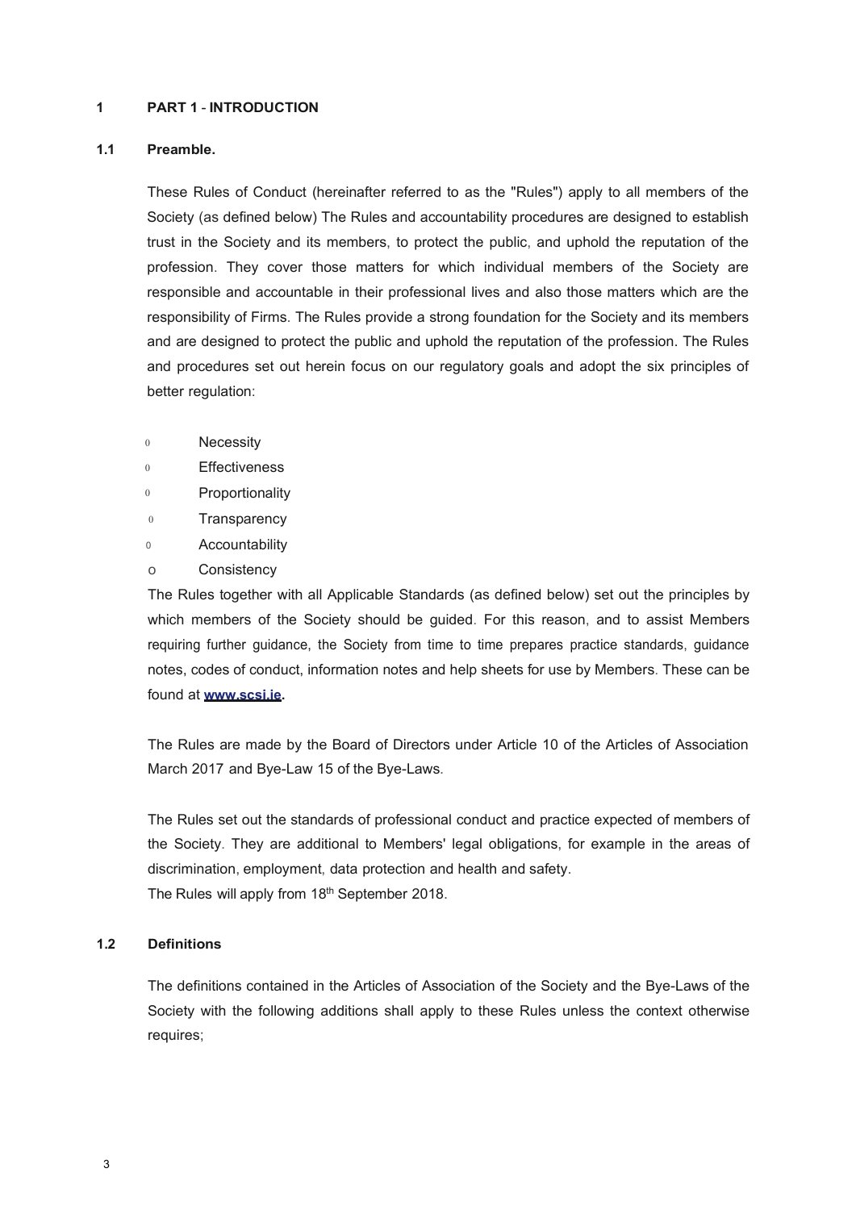# 1 PART 1 - INTRODUCTION

## 1.1 Preamble.

These Rules of Conduct (hereinafter referred to as the "Rules") apply to all members of the Society (as defined below) The Rules and accountability procedures are designed to establish trust in the Society and its members, to protect the public, and uphold the reputation of the profession. They cover those matters for which individual members of the Society are responsible and accountable in their professional lives and also those matters which are the responsibility of Firms. The Rules provide a strong foundation for the Society and its members and are designed to protect the public and uphold the reputation of the profession. The Rules and procedures set out herein focus on our regulatory goals and adopt the six principles of better regulation:

- Necessity
- Effectiveness
- Proportionality
- Transparency
- Accountability
- Consistency

The Rules together with all Applicable Standards (as defined below) set out the principles by which members of the Society should be guided. For this reason, and to assist Members requiring further guidance, the Society from time to time prepares practice standards, guidance notes, codes of conduct, information notes and help sheets for use by Members. These can be found at **www.scsi.ie.**

The Rules are made by the Board of Directors under Article 10 of the Articles of Association March 2017 and Bye-Law 15 of the Bye-Laws.

The Rules set out the standards of professional conduct and practice expected of members of the Society. They are additional to Members' legal obligations, for example in the areas of discrimination, employment, data protection and health and safety.

The Rules will apply from 18th September 2018.

## 1.2 Definitions

The definitions contained in the Articles of Association of the Society and the Bye-Laws of the Society with the following additions shall apply to these Rules unless the context otherwise requires;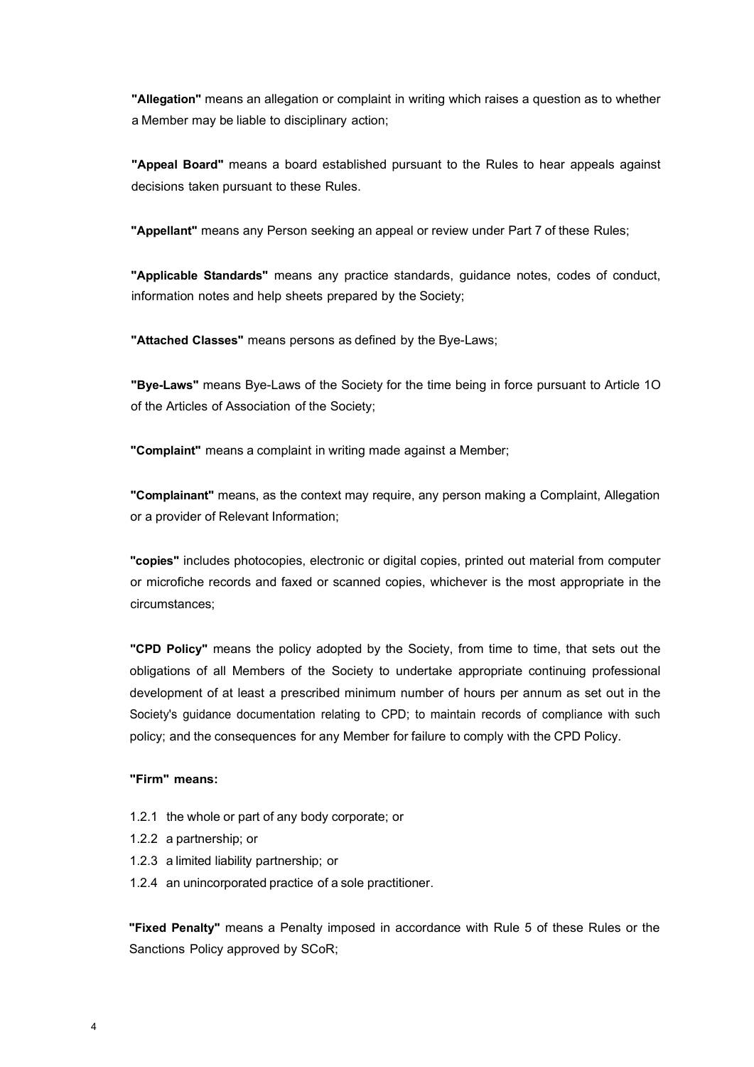**"Allegation"** means an allegation or complaint in writing which raises a question as to whether a Member may be liable to disciplinary action;

**"Appeal Board"** means a board established pursuant to the Rules to hear appeals against decisions taken pursuant to these Rules.

**"Appellant"** means any Person seeking an appeal or review under Part 7 of these Rules;

**"Applicable Standards"** means any practice standards, guidance notes, codes of conduct, information notes and help sheets prepared by the Society;

**"Attached Classes"** means persons as defined by the Bye-Laws;

**"Bye-Laws"** means Bye-Laws of the Society for the time being in force pursuant to Article 1O of the Articles of Association of the Society;

**"Complaint"** means a complaint in writing made against a Member;

**"Complainant"** means, as the context may require, any person making a Complaint, Allegation or a provider of Relevant Information;

**"copies"** includes photocopies, electronic or digital copies, printed out material from computer or microfiche records and faxed or scanned copies, whichever is the most appropriate in the circumstances;

**"CPD Policy"** means the policy adopted by the Society, from time to time, that sets out the obligations of all Members of the Society to undertake appropriate continuing professional development of at least a prescribed minimum number of hours per annum as set out in the Society's guidance documentation relating to CPD; to maintain records of compliance with such policy; and the consequences for any Member for failure to comply with the CPD Policy.

**"Firm" means:**

1.2.1 the whole or part of any body corporate; or
1.2.2 a partnership; or
1.2.3 a limited liability partnership; or
1.2.4 an unincorporated practice of a sole practitioner.

**"Fixed Penalty"** means a Penalty imposed in accordance with Rule 5 of these Rules or the Sanctions Policy approved by SCoR;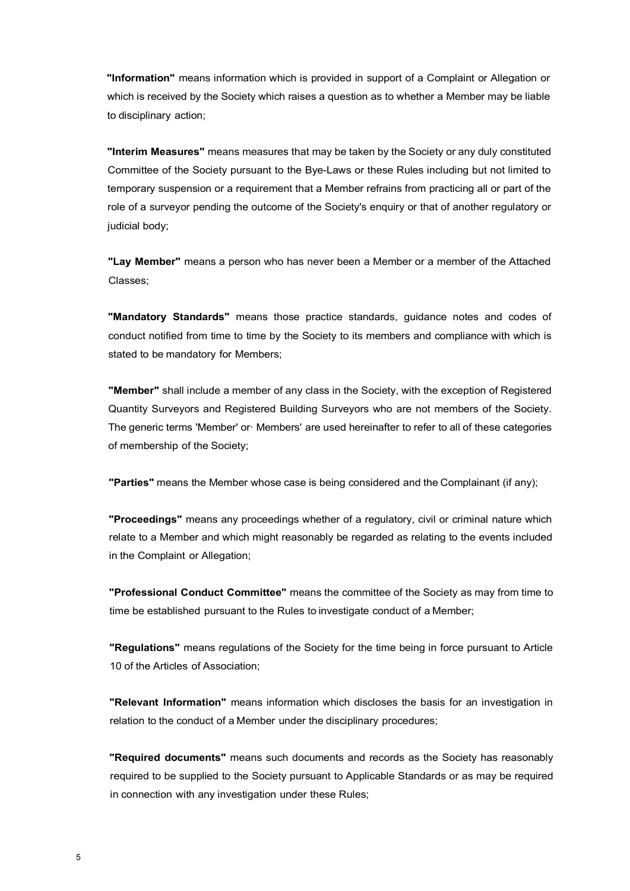**"Information"** means information which is provided in support of a Complaint or Allegation or which is received by the Society which raises a question as to whether a Member may be liable to disciplinary action;

**"Interim Measures"** means measures that may be taken by the Society or any duly constituted Committee of the Society pursuant to the Bye-Laws or these Rules including but not limited to temporary suspension or a requirement that a Member refrains from practicing all or part of the role of a surveyor pending the outcome of the Society's enquiry or that of another regulatory or judicial body;

**"Lay Member"** means a person who has never been a Member or a member of the Attached Classes;

**"Mandatory Standards"** means those practice standards, guidance notes and codes of conduct notified from time to time by the Society to its members and compliance with which is stated to be mandatory for Members;

**"Member"** shall include a member of any class in the Society, with the exception of Registered Quantity Surveyors and Registered Building Surveyors who are not members of the Society. The generic terms 'Member' or· Members' are used hereinafter to refer to all of these categories of membership of the Society;

**"Parties"** means the Member whose case is being considered and the Complainant (if any);

**"Proceedings"** means any proceedings whether of a regulatory, civil or criminal nature which relate to a Member and which might reasonably be regarded as relating to the events included in the Complaint or Allegation;

**"Professional Conduct Committee"** means the committee of the Society as may from time to time be established pursuant to the Rules to investigate conduct of a Member;

**"Regulations"** means regulations of the Society for the time being in force pursuant to Article 10 of the Articles of Association;

**"Relevant Information"** means information which discloses the basis for an investigation in relation to the conduct of a Member under the disciplinary procedures;

**"Required documents"** means such documents and records as the Society has reasonably required to be supplied to the Society pursuant to Applicable Standards or as may be required in connection with any investigation under these Rules;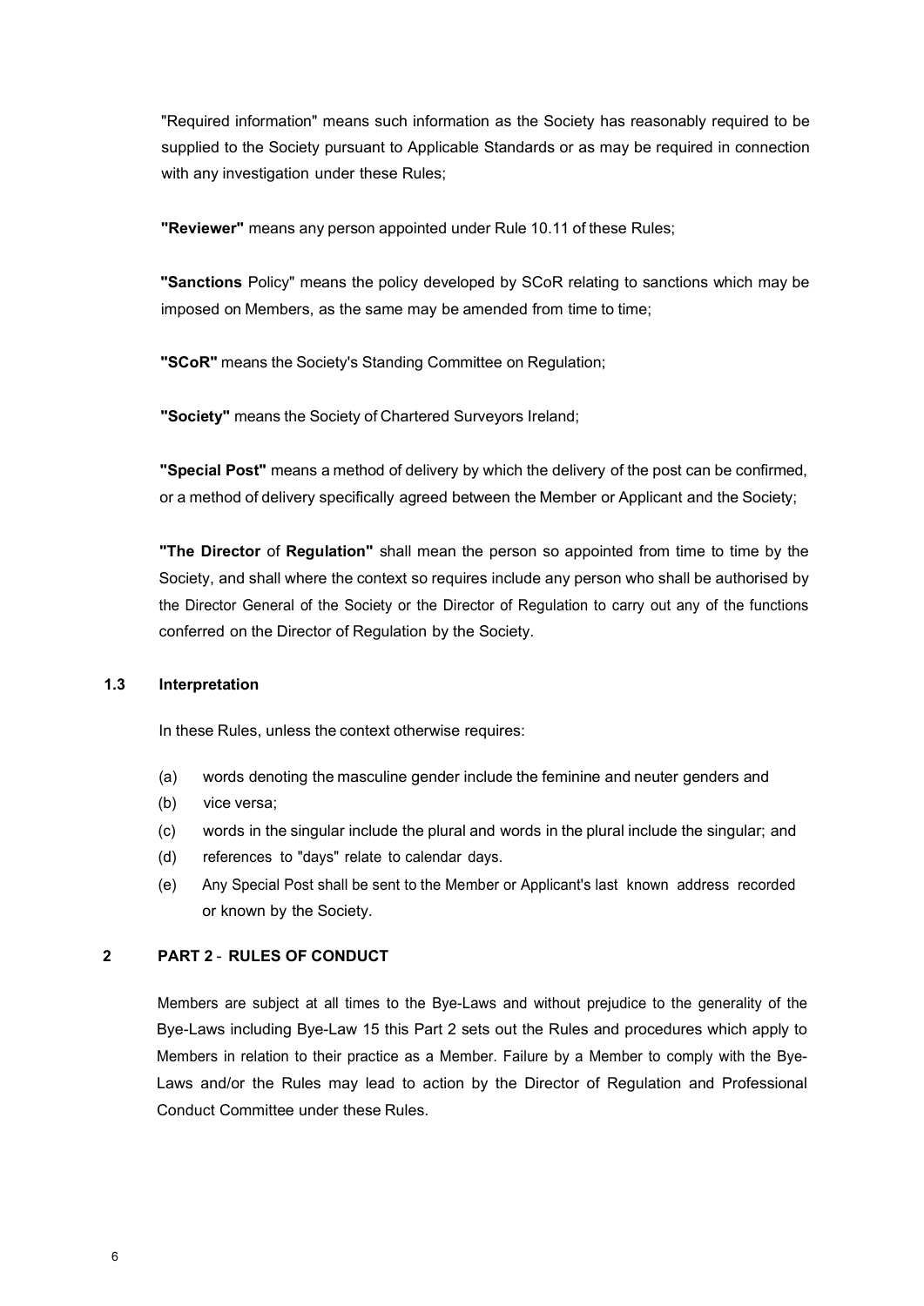"Required information" means such information as the Society has reasonably required to be supplied to the Society pursuant to Applicable Standards or as may be required in connection with any investigation under these Rules;

**"Reviewer"** means any person appointed under Rule 10.11 of these Rules;

**"Sanctions** Policy" means the policy developed by SCoR relating to sanctions which may be imposed on Members, as the same may be amended from time to time;

**"SCoR"** means the Society's Standing Committee on Regulation;

**"Society"** means the Society of Chartered Surveyors Ireland;

**"Special Post"** means a method of delivery by which the delivery of the post can be confirmed, or a method of delivery specifically agreed between the Member or Applicant and the Society;

**"The Director** of **Regulation"** shall mean the person so appointed from time to time by the Society, and shall where the context so requires include any person who shall be authorised by the Director General of the Society or the Director of Regulation to carry out any of the functions conferred on the Director of Regulation by the Society.

### 1.3 Interpretation

In these Rules, unless the context otherwise requires:

(a) words denoting the masculine gender include the feminine and neuter genders and

(b) vice versa;

(c) words in the singular include the plural and words in the plural include the singular; and

(d) references to "days" relate to calendar days.

(e) Any Special Post shall be sent to the Member or Applicant's last known address recorded or known by the Society.

## 2 PART 2 - RULES OF CONDUCT

Members are subject at all times to the Bye-Laws and without prejudice to the generality of the Bye-Laws including Bye-Law 15 this Part 2 sets out the Rules and procedures which apply to Members in relation to their practice as a Member. Failure by a Member to comply with the Bye-Laws and/or the Rules may lead to action by the Director of Regulation and Professional Conduct Committee under these Rules.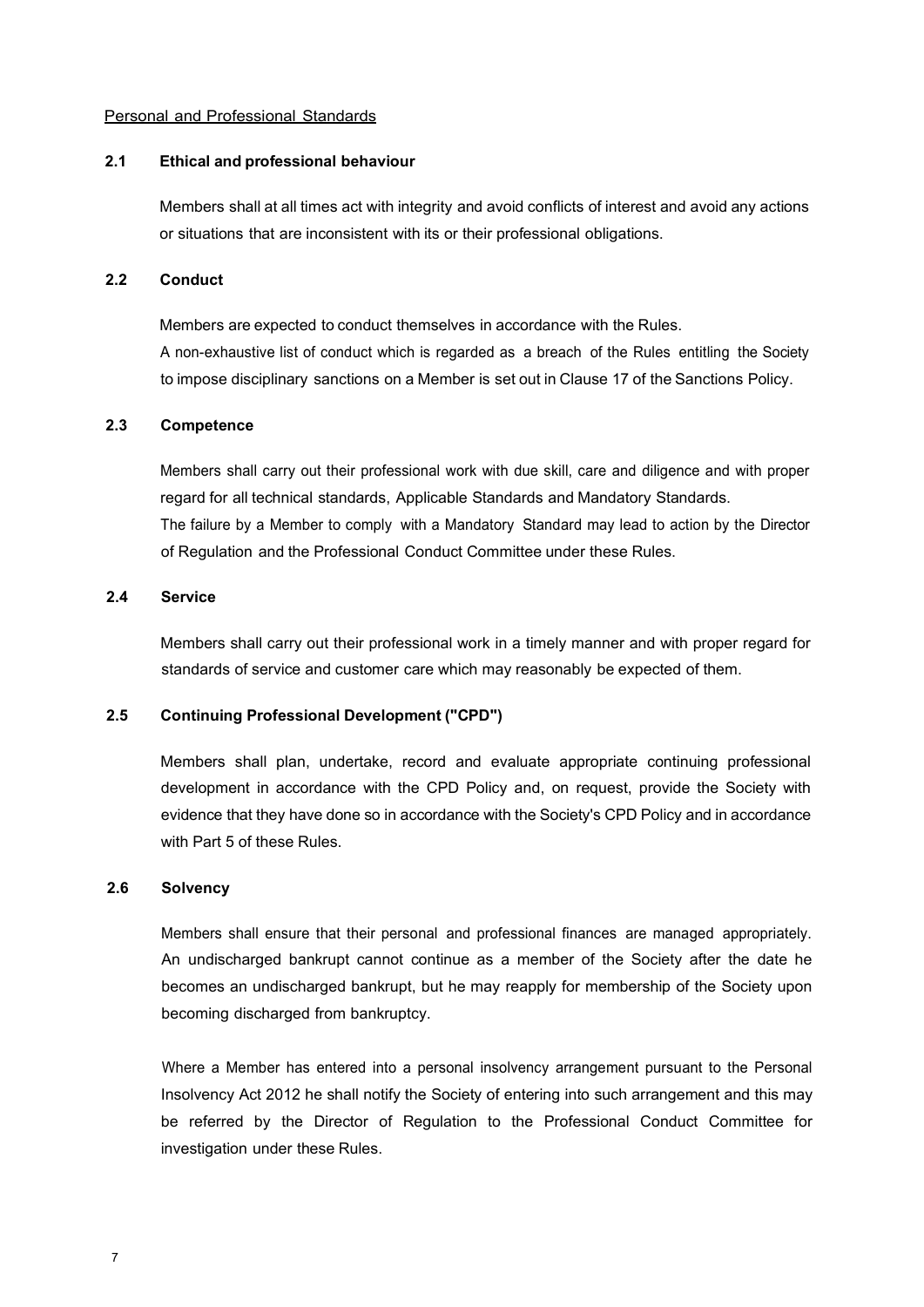## Personal and Professional Standards

### 2.1 Ethical and professional behaviour

Members shall at all times act with integrity and avoid conflicts of interest and avoid any actions or situations that are inconsistent with its or their professional obligations.

### 2.2 Conduct

Members are expected to conduct themselves in accordance with the Rules.
A non-exhaustive list of conduct which is regarded as a breach of the Rules entitling the Society to impose disciplinary sanctions on a Member is set out in Clause 17 of the Sanctions Policy.

### 2.3 Competence

Members shall carry out their professional work with due skill, care and diligence and with proper regard for all technical standards, Applicable Standards and Mandatory Standards.
The failure by a Member to comply with a Mandatory Standard may lead to action by the Director of Regulation and the Professional Conduct Committee under these Rules.

### 2.4 Service

Members shall carry out their professional work in a timely manner and with proper regard for standards of service and customer care which may reasonably be expected of them.

### 2.5 Continuing Professional Development ("CPD")

Members shall plan, undertake, record and evaluate appropriate continuing professional development in accordance with the CPD Policy and, on request, provide the Society with evidence that they have done so in accordance with the Society's CPD Policy and in accordance with Part 5 of these Rules.

### 2.6 Solvency

Members shall ensure that their personal and professional finances are managed appropriately. An undischarged bankrupt cannot continue as a member of the Society after the date he becomes an undischarged bankrupt, but he may reapply for membership of the Society upon becoming discharged from bankruptcy.

Where a Member has entered into a personal insolvency arrangement pursuant to the Personal Insolvency Act 2012 he shall notify the Society of entering into such arrangement and this may be referred by the Director of Regulation to the Professional Conduct Committee for investigation under these Rules.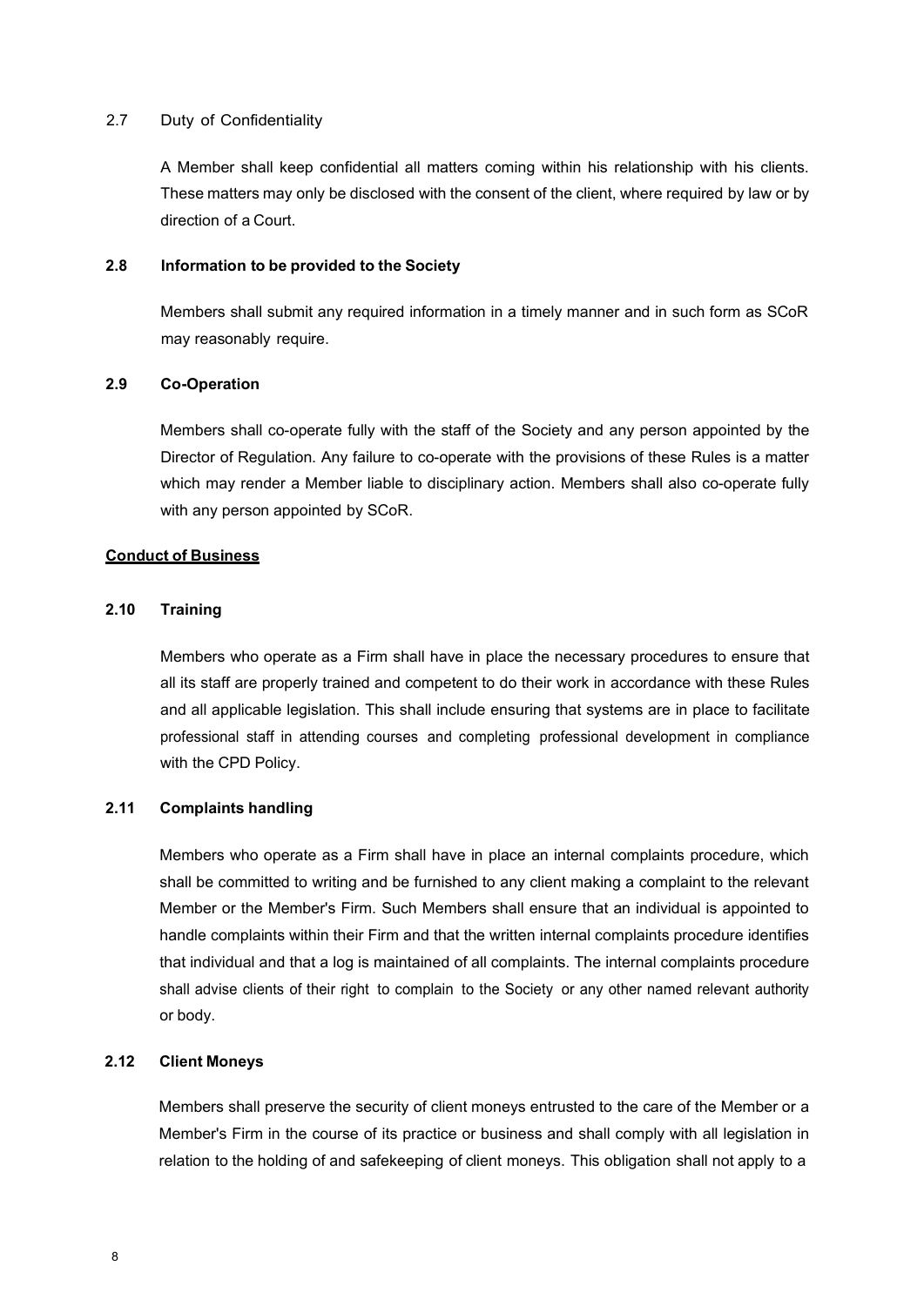### 2.7 Duty of Confidentiality

A Member shall keep confidential all matters coming within his relationship with his clients. These matters may only be disclosed with the consent of the client, where required by law or by direction of a Court.

### 2.8 Information to be provided to the Society

Members shall submit any required information in a timely manner and in such form as SCoR may reasonably require.

### 2.9 Co-Operation

Members shall co-operate fully with the staff of the Society and any person appointed by the Director of Regulation. Any failure to co-operate with the provisions of these Rules is a matter which may render a Member liable to disciplinary action. Members shall also co-operate fully with any person appointed by SCoR.

## Conduct of Business

### 2.10 Training

Members who operate as a Firm shall have in place the necessary procedures to ensure that all its staff are properly trained and competent to do their work in accordance with these Rules and all applicable legislation. This shall include ensuring that systems are in place to facilitate professional staff in attending courses and completing professional development in compliance with the CPD Policy.

### 2.11 Complaints handling

Members who operate as a Firm shall have in place an internal complaints procedure, which shall be committed to writing and be furnished to any client making a complaint to the relevant Member or the Member's Firm. Such Members shall ensure that an individual is appointed to handle complaints within their Firm and that the written internal complaints procedure identifies that individual and that a log is maintained of all complaints. The internal complaints procedure shall advise clients of their right to complain to the Society or any other named relevant authority or body.

### 2.12 Client Moneys

Members shall preserve the security of client moneys entrusted to the care of the Member or a Member's Firm in the course of its practice or business and shall comply with all legislation in relation to the holding of and safekeeping of client moneys. This obligation shall not apply to a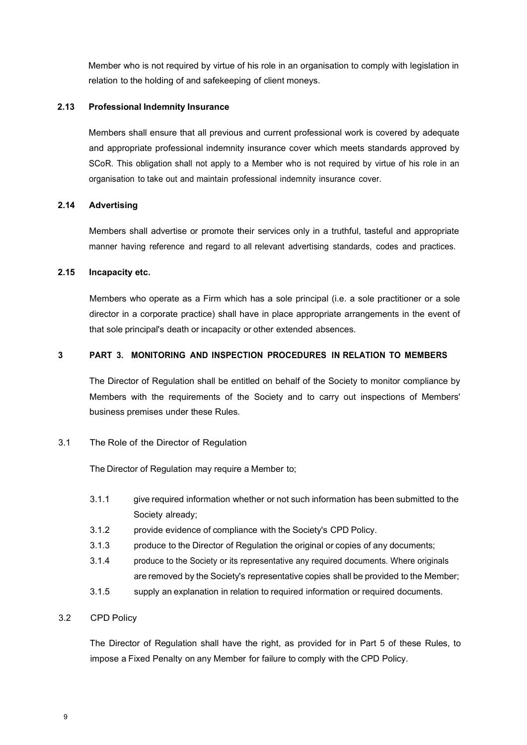Member who is not required by virtue of his role in an organisation to comply with legislation in relation to the holding of and safekeeping of client moneys.

### 2.13 Professional Indemnity Insurance

Members shall ensure that all previous and current professional work is covered by adequate and appropriate professional indemnity insurance cover which meets standards approved by SCoR. This obligation shall not apply to a Member who is not required by virtue of his role in an organisation to take out and maintain professional indemnity insurance cover.

### 2.14 Advertising

Members shall advertise or promote their services only in a truthful, tasteful and appropriate manner having reference and regard to all relevant advertising standards, codes and practices.

### 2.15 Incapacity etc.

Members who operate as a Firm which has a sole principal (i.e. a sole practitioner or a sole director in a corporate practice) shall have in place appropriate arrangements in the event of that sole principal's death or incapacity or other extended absences.

## 3 PART 3. MONITORING AND INSPECTION PROCEDURES IN RELATION TO MEMBERS

The Director of Regulation shall be entitled on behalf of the Society to monitor compliance by Members with the requirements of the Society and to carry out inspections of Members' business premises under these Rules.

### 3.1 The Role of the Director of Regulation

The Director of Regulation may require a Member to;

- 3.1.1 give required information whether or not such information has been submitted to the Society already;
- 3.1.2 provide evidence of compliance with the Society's CPD Policy.
- 3.1.3 produce to the Director of Regulation the original or copies of any documents;
- 3.1.4 produce to the Society or its representative any required documents. Where originals are removed by the Society's representative copies shall be provided to the Member;
- 3.1.5 supply an explanation in relation to required information or required documents.

### 3.2 CPD Policy

The Director of Regulation shall have the right, as provided for in Part 5 of these Rules, to impose a Fixed Penalty on any Member for failure to comply with the CPD Policy.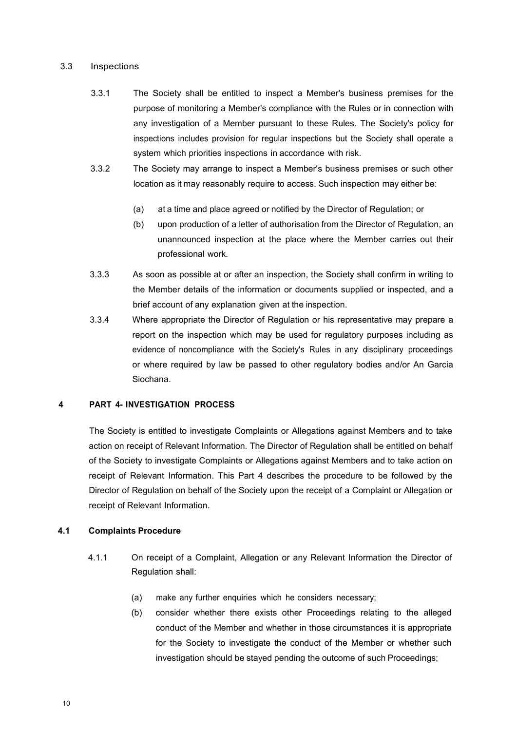### 3.3 Inspections

3.3.1 The Society shall be entitled to inspect a Member's business premises for the purpose of monitoring a Member's compliance with the Rules or in connection with any investigation of a Member pursuant to these Rules. The Society's policy for inspections includes provision for regular inspections but the Society shall operate a system which priorities inspections in accordance with risk.

3.3.2 The Society may arrange to inspect a Member's business premises or such other location as it may reasonably require to access. Such inspection may either be:

(a) at a time and place agreed or notified by the Director of Regulation; or

(b) upon production of a letter of authorisation from the Director of Regulation, an unannounced inspection at the place where the Member carries out their professional work.

3.3.3 As soon as possible at or after an inspection, the Society shall confirm in writing to the Member details of the information or documents supplied or inspected, and a brief account of any explanation given at the inspection.

3.3.4 Where appropriate the Director of Regulation or his representative may prepare a report on the inspection which may be used for regulatory purposes including as evidence of noncompliance with the Society's Rules in any disciplinary proceedings or where required by law be passed to other regulatory bodies and/or An Garcia Siochana.

## 4 PART 4- INVESTIGATION PROCESS

The Society is entitled to investigate Complaints or Allegations against Members and to take action on receipt of Relevant Information. The Director of Regulation shall be entitled on behalf of the Society to investigate Complaints or Allegations against Members and to take action on receipt of Relevant Information. This Part 4 describes the procedure to be followed by the Director of Regulation on behalf of the Society upon the receipt of a Complaint or Allegation or receipt of Relevant Information.

### 4.1 Complaints Procedure

4.1.1 On receipt of a Complaint, Allegation or any Relevant Information the Director of Regulation shall:

(a) make any further enquiries which he considers necessary;

(b) consider whether there exists other Proceedings relating to the alleged conduct of the Member and whether in those circumstances it is appropriate for the Society to investigate the conduct of the Member or whether such investigation should be stayed pending the outcome of such Proceedings;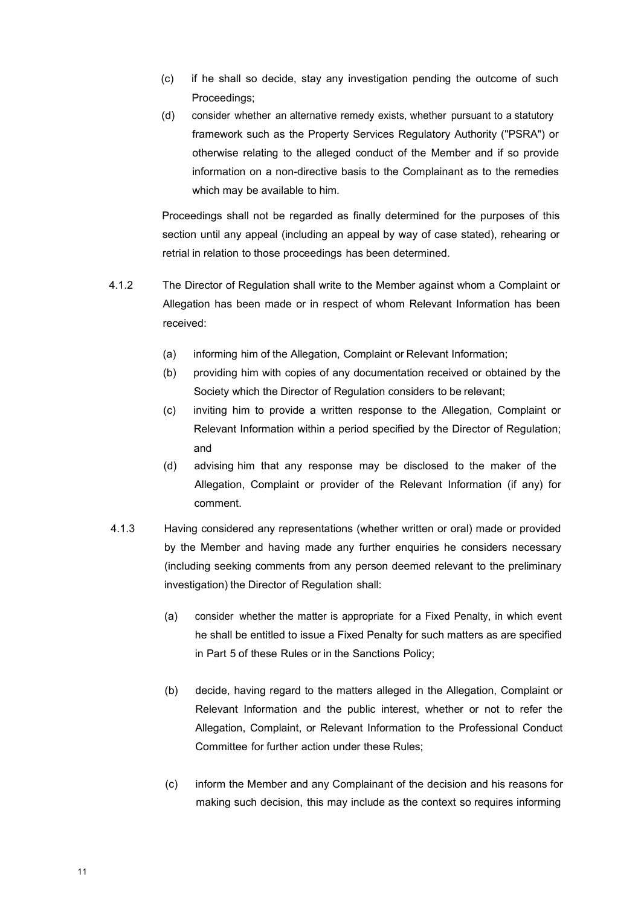(c) if he shall so decide, stay any investigation pending the outcome of such Proceedings;

(d) consider whether an alternative remedy exists, whether pursuant to a statutory framework such as the Property Services Regulatory Authority ("PSRA") or otherwise relating to the alleged conduct of the Member and if so provide information on a non-directive basis to the Complainant as to the remedies which may be available to him.

Proceedings shall not be regarded as finally determined for the purposes of this section until any appeal (including an appeal by way of case stated), rehearing or retrial in relation to those proceedings has been determined.

4.1.2 The Director of Regulation shall write to the Member against whom a Complaint or Allegation has been made or in respect of whom Relevant Information has been received:

(a) informing him of the Allegation, Complaint or Relevant Information;

(b) providing him with copies of any documentation received or obtained by the Society which the Director of Regulation considers to be relevant;

(c) inviting him to provide a written response to the Allegation, Complaint or Relevant Information within a period specified by the Director of Regulation; and

(d) advising him that any response may be disclosed to the maker of the Allegation, Complaint or provider of the Relevant Information (if any) for comment.

4.1.3 Having considered any representations (whether written or oral) made or provided by the Member and having made any further enquiries he considers necessary (including seeking comments from any person deemed relevant to the preliminary investigation) the Director of Regulation shall:

(a) consider whether the matter is appropriate for a Fixed Penalty, in which event he shall be entitled to issue a Fixed Penalty for such matters as are specified in Part 5 of these Rules or in the Sanctions Policy;

(b) decide, having regard to the matters alleged in the Allegation, Complaint or Relevant Information and the public interest, whether or not to refer the Allegation, Complaint, or Relevant Information to the Professional Conduct Committee for further action under these Rules;

(c) inform the Member and any Complainant of the decision and his reasons for making such decision, this may include as the context so requires informing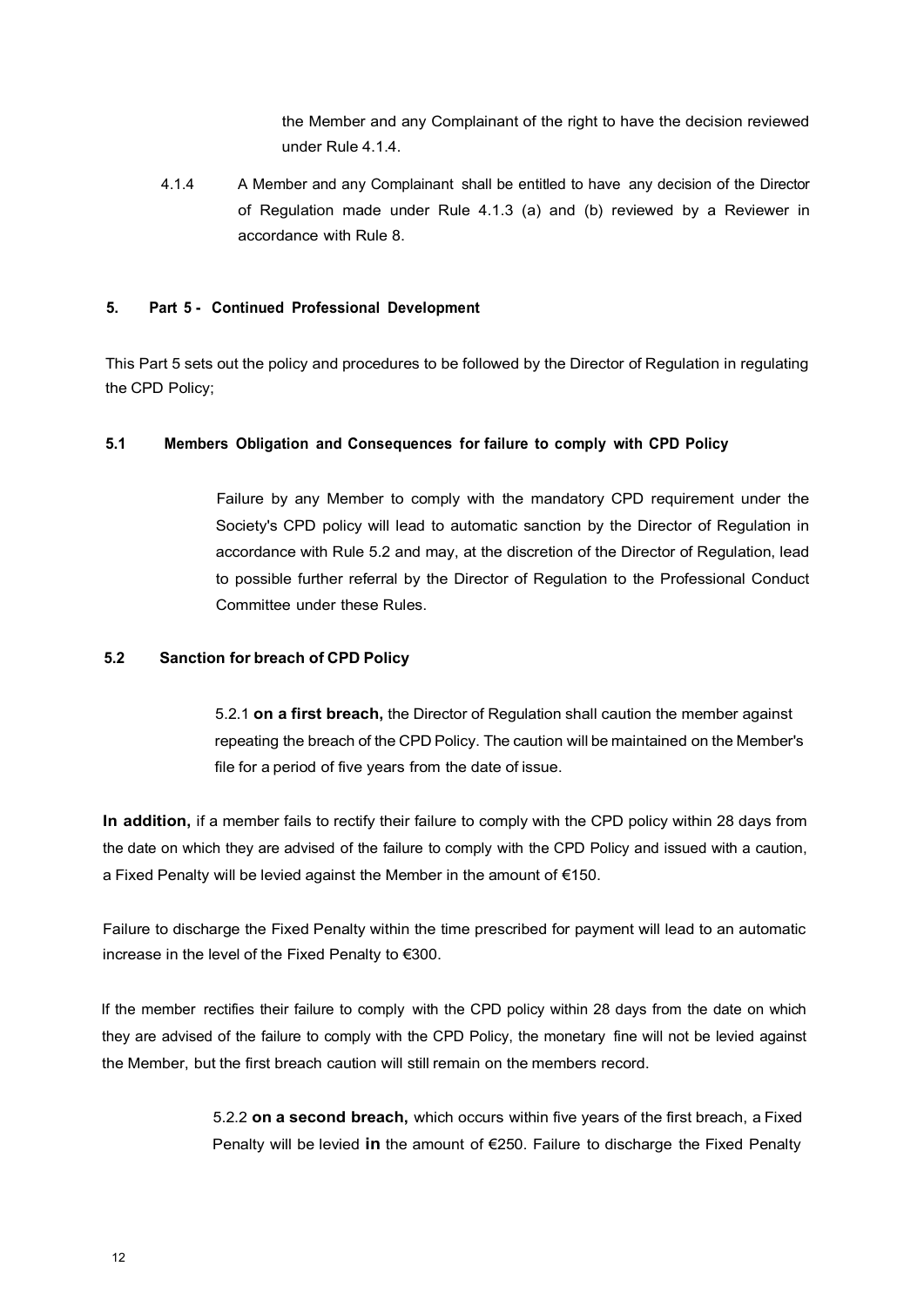the Member and any Complainant of the right to have the decision reviewed under Rule 4.1.4.

4.1.4 A Member and any Complainant shall be entitled to have any decision of the Director of Regulation made under Rule 4.1.3 (a) and (b) reviewed by a Reviewer in accordance with Rule 8.

## 5. Part 5 - Continued Professional Development

This Part 5 sets out the policy and procedures to be followed by the Director of Regulation in regulating the CPD Policy;

### 5.1 Members Obligation and Consequences for failure to comply with CPD Policy

Failure by any Member to comply with the mandatory CPD requirement under the Society's CPD policy will lead to automatic sanction by the Director of Regulation in accordance with Rule 5.2 and may, at the discretion of the Director of Regulation, lead to possible further referral by the Director of Regulation to the Professional Conduct Committee under these Rules.

### 5.2 Sanction for breach of CPD Policy

5.2.1 **on a first breach,** the Director of Regulation shall caution the member against repeating the breach of the CPD Policy. The caution will be maintained on the Member's file for a period of five years from the date of issue.

**In addition,** if a member fails to rectify their failure to comply with the CPD policy within 28 days from the date on which they are advised of the failure to comply with the CPD Policy and issued with a caution, a Fixed Penalty will be levied against the Member in the amount of €150.

Failure to discharge the Fixed Penalty within the time prescribed for payment will lead to an automatic increase in the level of the Fixed Penalty to €300.

If the member rectifies their failure to comply with the CPD policy within 28 days from the date on which they are advised of the failure to comply with the CPD Policy, the monetary fine will not be levied against the Member, but the first breach caution will still remain on the members record.

5.2.2 **on a second breach,** which occurs within five years of the first breach, a Fixed Penalty will be levied **in** the amount of €250. Failure to discharge the Fixed Penalty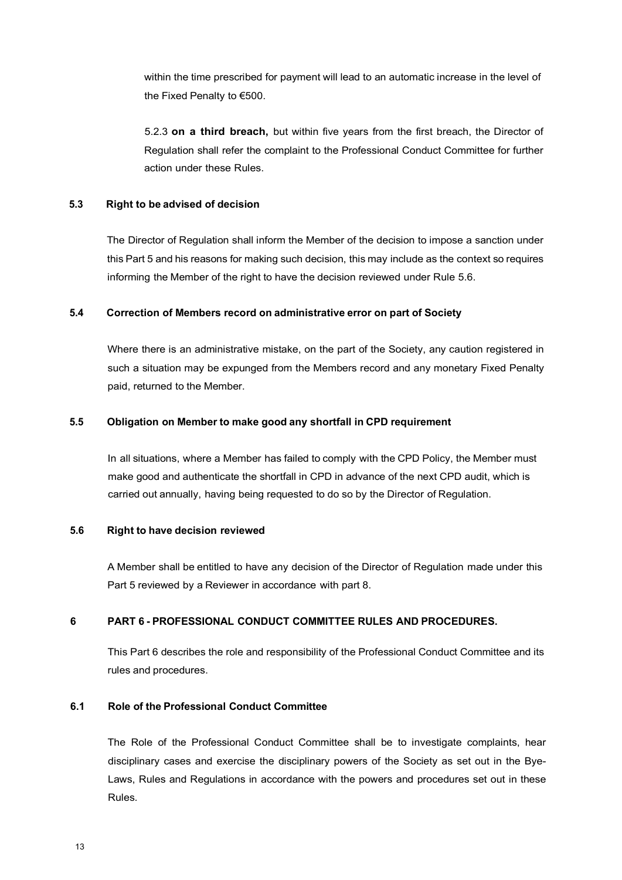within the time prescribed for payment will lead to an automatic increase in the level of the Fixed Penalty to €500.

5.2.3 **on a third breach,** but within five years from the first breach, the Director of Regulation shall refer the complaint to the Professional Conduct Committee for further action under these Rules.

### 5.3 Right to be advised of decision

The Director of Regulation shall inform the Member of the decision to impose a sanction under this Part 5 and his reasons for making such decision, this may include as the context so requires informing the Member of the right to have the decision reviewed under Rule 5.6.

### 5.4 Correction of Members record on administrative error on part of Society

Where there is an administrative mistake, on the part of the Society, any caution registered in such a situation may be expunged from the Members record and any monetary Fixed Penalty paid, returned to the Member.

### 5.5 Obligation on Member to make good any shortfall in CPD requirement

In all situations, where a Member has failed to comply with the CPD Policy, the Member must make good and authenticate the shortfall in CPD in advance of the next CPD audit, which is carried out annually, having being requested to do so by the Director of Regulation.

### 5.6 Right to have decision reviewed

A Member shall be entitled to have any decision of the Director of Regulation made under this Part 5 reviewed by a Reviewer in accordance with part 8.

## 6 PART 6 - PROFESSIONAL CONDUCT COMMITTEE RULES AND PROCEDURES.

This Part 6 describes the role and responsibility of the Professional Conduct Committee and its rules and procedures.

### 6.1 Role of the Professional Conduct Committee

The Role of the Professional Conduct Committee shall be to investigate complaints, hear disciplinary cases and exercise the disciplinary powers of the Society as set out in the Bye-Laws, Rules and Regulations in accordance with the powers and procedures set out in these Rules.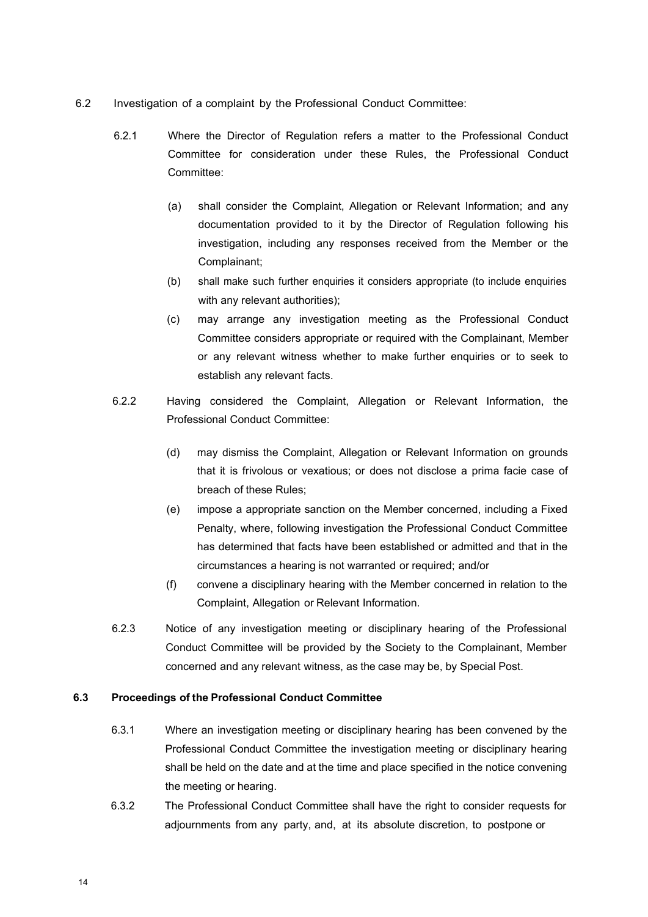6.2 Investigation of a complaint by the Professional Conduct Committee:

6.2.1 Where the Director of Regulation refers a matter to the Professional Conduct Committee for consideration under these Rules, the Professional Conduct Committee:

(a) shall consider the Complaint, Allegation or Relevant Information; and any documentation provided to it by the Director of Regulation following his investigation, including any responses received from the Member or the Complainant;

(b) shall make such further enquiries it considers appropriate (to include enquiries with any relevant authorities);

(c) may arrange any investigation meeting as the Professional Conduct Committee considers appropriate or required with the Complainant, Member or any relevant witness whether to make further enquiries or to seek to establish any relevant facts.

6.2.2 Having considered the Complaint, Allegation or Relevant Information, the Professional Conduct Committee:

(d) may dismiss the Complaint, Allegation or Relevant Information on grounds that it is frivolous or vexatious; or does not disclose a prima facie case of breach of these Rules;

(e) impose a appropriate sanction on the Member concerned, including a Fixed Penalty, where, following investigation the Professional Conduct Committee has determined that facts have been established or admitted and that in the circumstances a hearing is not warranted or required; and/or

(f) convene a disciplinary hearing with the Member concerned in relation to the Complaint, Allegation or Relevant Information.

6.2.3 Notice of any investigation meeting or disciplinary hearing of the Professional Conduct Committee will be provided by the Society to the Complainant, Member concerned and any relevant witness, as the case may be, by Special Post.

### 6.3 Proceedings of the Professional Conduct Committee

6.3.1 Where an investigation meeting or disciplinary hearing has been convened by the Professional Conduct Committee the investigation meeting or disciplinary hearing shall be held on the date and at the time and place specified in the notice convening the meeting or hearing.

6.3.2 The Professional Conduct Committee shall have the right to consider requests for adjournments from any party, and, at its absolute discretion, to postpone or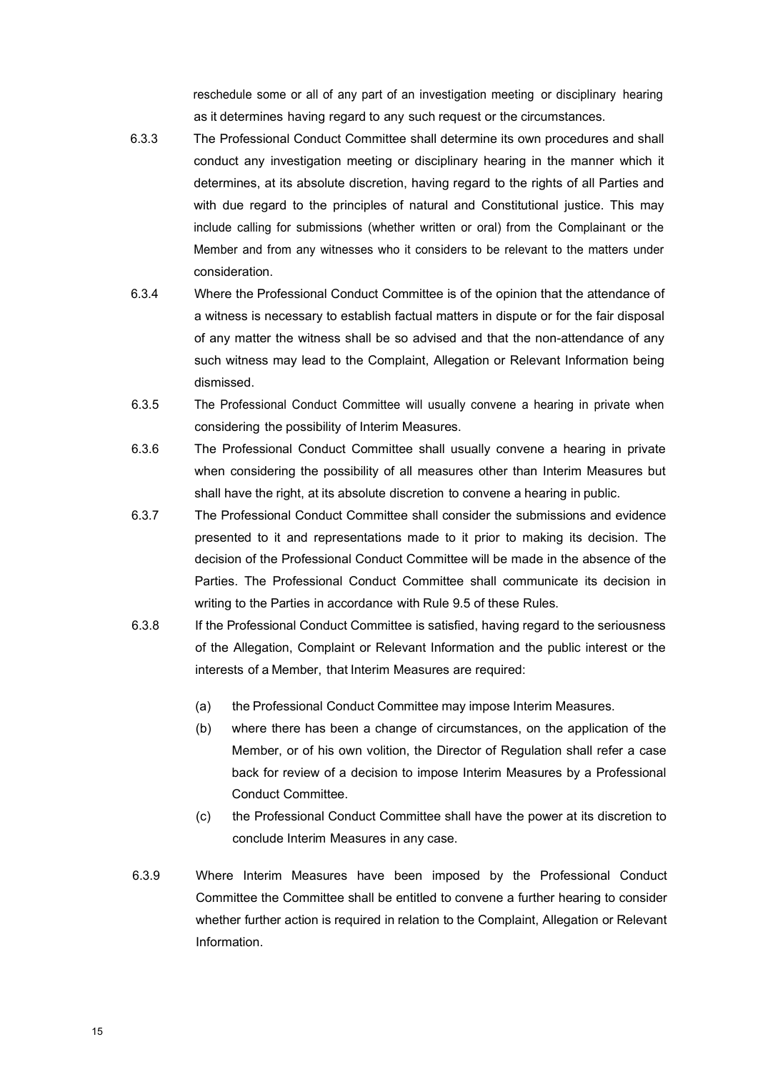reschedule some or all of any part of an investigation meeting or disciplinary hearing as it determines having regard to any such request or the circumstances.

6.3.3 The Professional Conduct Committee shall determine its own procedures and shall conduct any investigation meeting or disciplinary hearing in the manner which it determines, at its absolute discretion, having regard to the rights of all Parties and with due regard to the principles of natural and Constitutional justice. This may include calling for submissions (whether written or oral) from the Complainant or the Member and from any witnesses who it considers to be relevant to the matters under consideration.

6.3.4 Where the Professional Conduct Committee is of the opinion that the attendance of a witness is necessary to establish factual matters in dispute or for the fair disposal of any matter the witness shall be so advised and that the non-attendance of any such witness may lead to the Complaint, Allegation or Relevant Information being dismissed.

6.3.5 The Professional Conduct Committee will usually convene a hearing in private when considering the possibility of Interim Measures.

6.3.6 The Professional Conduct Committee shall usually convene a hearing in private when considering the possibility of all measures other than Interim Measures but shall have the right, at its absolute discretion to convene a hearing in public.

6.3.7 The Professional Conduct Committee shall consider the submissions and evidence presented to it and representations made to it prior to making its decision. The decision of the Professional Conduct Committee will be made in the absence of the Parties. The Professional Conduct Committee shall communicate its decision in writing to the Parties in accordance with Rule 9.5 of these Rules.

6.3.8 If the Professional Conduct Committee is satisfied, having regard to the seriousness of the Allegation, Complaint or Relevant Information and the public interest or the interests of a Member, that Interim Measures are required:

(a) the Professional Conduct Committee may impose Interim Measures.

(b) where there has been a change of circumstances, on the application of the Member, or of his own volition, the Director of Regulation shall refer a case back for review of a decision to impose Interim Measures by a Professional Conduct Committee.

(c) the Professional Conduct Committee shall have the power at its discretion to conclude Interim Measures in any case.

6.3.9 Where Interim Measures have been imposed by the Professional Conduct Committee the Committee shall be entitled to convene a further hearing to consider whether further action is required in relation to the Complaint, Allegation or Relevant Information.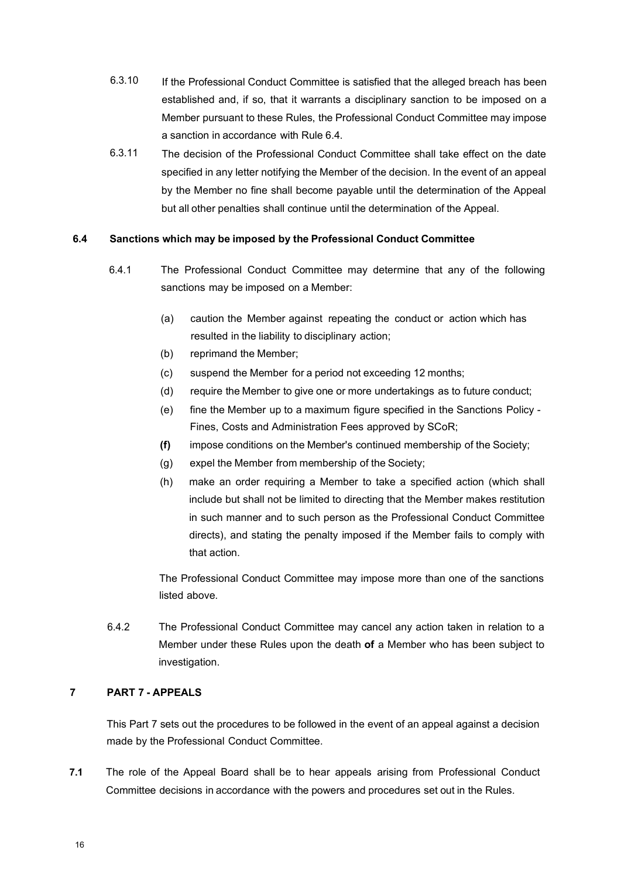6.3.10 If the Professional Conduct Committee is satisfied that the alleged breach has been established and, if so, that it warrants a disciplinary sanction to be imposed on a Member pursuant to these Rules, the Professional Conduct Committee may impose a sanction in accordance with Rule 6.4.

6.3.11 The decision of the Professional Conduct Committee shall take effect on the date specified in any letter notifying the Member of the decision. In the event of an appeal by the Member no fine shall become payable until the determination of the Appeal but all other penalties shall continue until the determination of the Appeal.

### 6.4 Sanctions which may be imposed by the Professional Conduct Committee

6.4.1 The Professional Conduct Committee may determine that any of the following sanctions may be imposed on a Member:

(a) caution the Member against repeating the conduct or action which has resulted in the liability to disciplinary action;

(b) reprimand the Member;

(c) suspend the Member for a period not exceeding 12 months;

(d) require the Member to give one or more undertakings as to future conduct;

(e) fine the Member up to a maximum figure specified in the Sanctions Policy - Fines, Costs and Administration Fees approved by SCoR;

**(f)** impose conditions on the Member's continued membership of the Society;

(g) expel the Member from membership of the Society;

(h) make an order requiring a Member to take a specified action (which shall include but shall not be limited to directing that the Member makes restitution in such manner and to such person as the Professional Conduct Committee directs), and stating the penalty imposed if the Member fails to comply with that action.

The Professional Conduct Committee may impose more than one of the sanctions listed above.

6.4.2 The Professional Conduct Committee may cancel any action taken in relation to a Member under these Rules upon the death **of** a Member who has been subject to investigation.

## 7 PART 7 - APPEALS

This Part 7 sets out the procedures to be followed in the event of an appeal against a decision made by the Professional Conduct Committee.

**7.1** The role of the Appeal Board shall be to hear appeals arising from Professional Conduct Committee decisions in accordance with the powers and procedures set out in the Rules.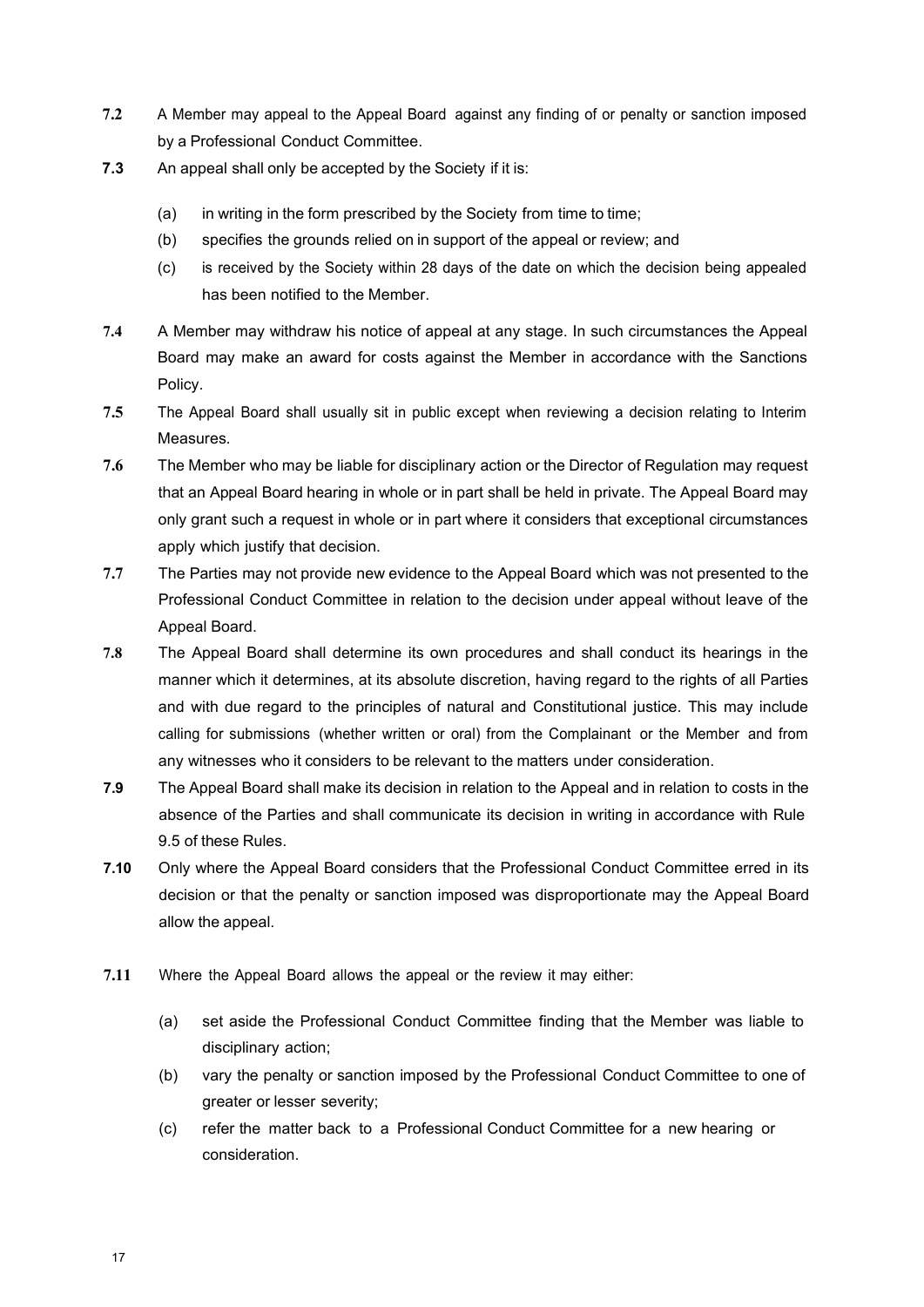**7.2** A Member may appeal to the Appeal Board against any finding of or penalty or sanction imposed by a Professional Conduct Committee.

**7.3** An appeal shall only be accepted by the Society if it is:

(a) in writing in the form prescribed by the Society from time to time;

(b) specifies the grounds relied on in support of the appeal or review; and

(c) is received by the Society within 28 days of the date on which the decision being appealed has been notified to the Member.

**7.4** A Member may withdraw his notice of appeal at any stage. In such circumstances the Appeal Board may make an award for costs against the Member in accordance with the Sanctions Policy.

**7.5** The Appeal Board shall usually sit in public except when reviewing a decision relating to Interim Measures.

**7.6** The Member who may be liable for disciplinary action or the Director of Regulation may request that an Appeal Board hearing in whole or in part shall be held in private. The Appeal Board may only grant such a request in whole or in part where it considers that exceptional circumstances apply which justify that decision.

**7.7** The Parties may not provide new evidence to the Appeal Board which was not presented to the Professional Conduct Committee in relation to the decision under appeal without leave of the Appeal Board.

**7.8** The Appeal Board shall determine its own procedures and shall conduct its hearings in the manner which it determines, at its absolute discretion, having regard to the rights of all Parties and with due regard to the principles of natural and Constitutional justice. This may include calling for submissions (whether written or oral) from the Complainant or the Member and from any witnesses who it considers to be relevant to the matters under consideration.

**7.9** The Appeal Board shall make its decision in relation to the Appeal and in relation to costs in the absence of the Parties and shall communicate its decision in writing in accordance with Rule 9.5 of these Rules.

**7.10** Only where the Appeal Board considers that the Professional Conduct Committee erred in its decision or that the penalty or sanction imposed was disproportionate may the Appeal Board allow the appeal.

**7.11** Where the Appeal Board allows the appeal or the review it may either:

(a) set aside the Professional Conduct Committee finding that the Member was liable to disciplinary action;

(b) vary the penalty or sanction imposed by the Professional Conduct Committee to one of greater or lesser severity;

(c) refer the matter back to a Professional Conduct Committee for a new hearing or consideration.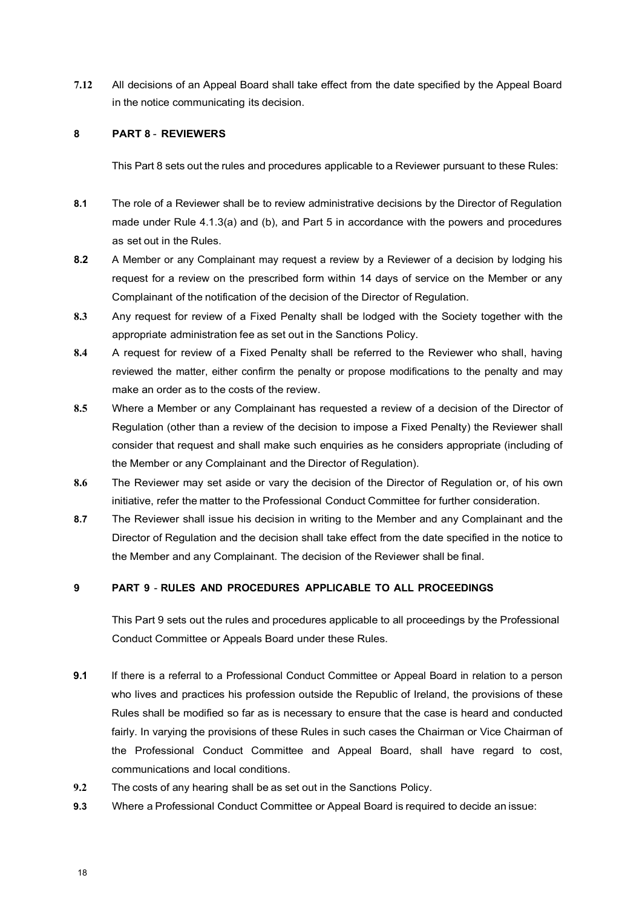**7.12** All decisions of an Appeal Board shall take effect from the date specified by the Appeal Board in the notice communicating its decision.

## 8 PART 8 - REVIEWERS

This Part 8 sets out the rules and procedures applicable to a Reviewer pursuant to these Rules:

**8.1** The role of a Reviewer shall be to review administrative decisions by the Director of Regulation made under Rule 4.1.3(a) and (b), and Part 5 in accordance with the powers and procedures as set out in the Rules.

**8.2** A Member or any Complainant may request a review by a Reviewer of a decision by lodging his request for a review on the prescribed form within 14 days of service on the Member or any Complainant of the notification of the decision of the Director of Regulation.

**8.3** Any request for review of a Fixed Penalty shall be lodged with the Society together with the appropriate administration fee as set out in the Sanctions Policy.

**8.4** A request for review of a Fixed Penalty shall be referred to the Reviewer who shall, having reviewed the matter, either confirm the penalty or propose modifications to the penalty and may make an order as to the costs of the review.

**8.5** Where a Member or any Complainant has requested a review of a decision of the Director of Regulation (other than a review of the decision to impose a Fixed Penalty) the Reviewer shall consider that request and shall make such enquiries as he considers appropriate (including of the Member or any Complainant and the Director of Regulation).

**8.6** The Reviewer may set aside or vary the decision of the Director of Regulation or, of his own initiative, refer the matter to the Professional Conduct Committee for further consideration.

**8.7** The Reviewer shall issue his decision in writing to the Member and any Complainant and the Director of Regulation and the decision shall take effect from the date specified in the notice to the Member and any Complainant. The decision of the Reviewer shall be final.

## 9 PART 9 - RULES AND PROCEDURES APPLICABLE TO ALL PROCEEDINGS

This Part 9 sets out the rules and procedures applicable to all proceedings by the Professional Conduct Committee or Appeals Board under these Rules.

**9.1** If there is a referral to a Professional Conduct Committee or Appeal Board in relation to a person who lives and practices his profession outside the Republic of Ireland, the provisions of these Rules shall be modified so far as is necessary to ensure that the case is heard and conducted fairly. In varying the provisions of these Rules in such cases the Chairman or Vice Chairman of the Professional Conduct Committee and Appeal Board, shall have regard to cost, communications and local conditions.

**9.2** The costs of any hearing shall be as set out in the Sanctions Policy.

**9.3** Where a Professional Conduct Committee or Appeal Board is required to decide an issue: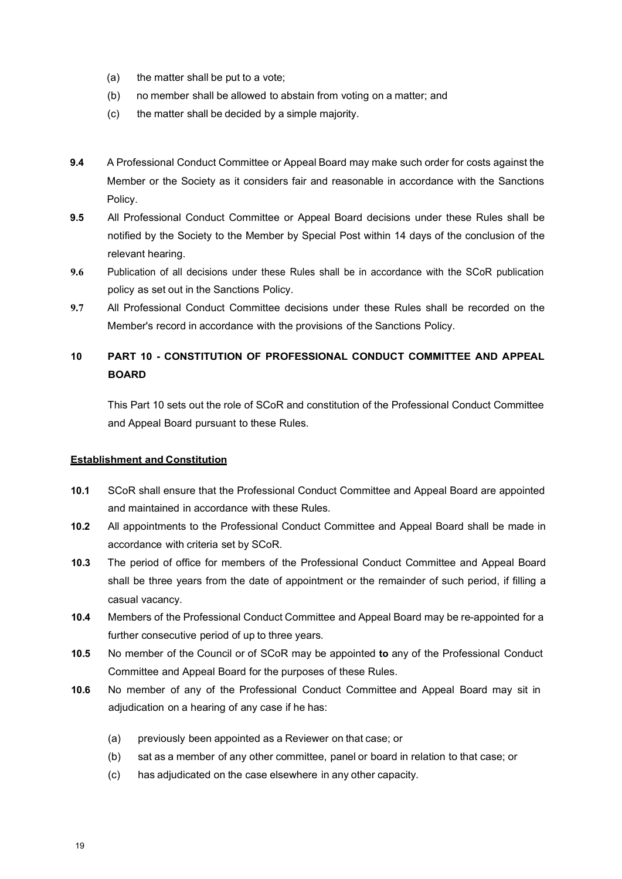(a) the matter shall be put to a vote;

(b) no member shall be allowed to abstain from voting on a matter; and

(c) the matter shall be decided by a simple majority.

**9.4** A Professional Conduct Committee or Appeal Board may make such order for costs against the Member or the Society as it considers fair and reasonable in accordance with the Sanctions Policy.

**9.5** All Professional Conduct Committee or Appeal Board decisions under these Rules shall be notified by the Society to the Member by Special Post within 14 days of the conclusion of the relevant hearing.

**9.6** Publication of all decisions under these Rules shall be in accordance with the SCoR publication policy as set out in the Sanctions Policy.

**9.7** All Professional Conduct Committee decisions under these Rules shall be recorded on the Member's record in accordance with the provisions of the Sanctions Policy.

## 10 PART 10 - CONSTITUTION OF PROFESSIONAL CONDUCT COMMITTEE AND APPEAL BOARD

This Part 10 sets out the role of SCoR and constitution of the Professional Conduct Committee and Appeal Board pursuant to these Rules.

**<u>Establishment and Constitution</u>**

**10.1** SCoR shall ensure that the Professional Conduct Committee and Appeal Board are appointed and maintained in accordance with these Rules.

**10.2** All appointments to the Professional Conduct Committee and Appeal Board shall be made in accordance with criteria set by SCoR.

**10.3** The period of office for members of the Professional Conduct Committee and Appeal Board shall be three years from the date of appointment or the remainder of such period, if filling a casual vacancy.

**10.4** Members of the Professional Conduct Committee and Appeal Board may be re-appointed for a further consecutive period of up to three years.

**10.5** No member of the Council or of SCoR may be appointed **to** any of the Professional Conduct Committee and Appeal Board for the purposes of these Rules.

**10.6** No member of any of the Professional Conduct Committee and Appeal Board may sit in adjudication on a hearing of any case if he has:

(a) previously been appointed as a Reviewer on that case; or

(b) sat as a member of any other committee, panel or board in relation to that case; or

(c) has adjudicated on the case elsewhere in any other capacity.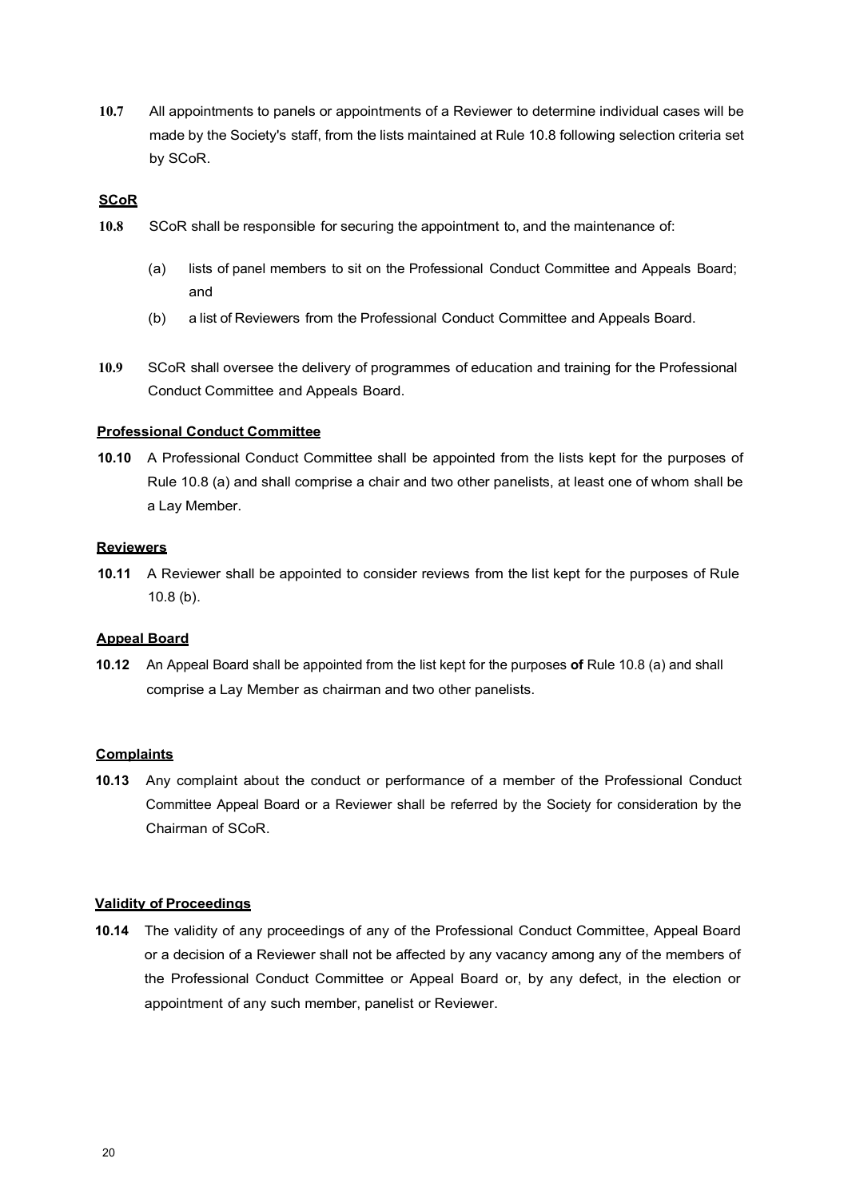**10.7** All appointments to panels or appointments of a Reviewer to determine individual cases will be made by the Society's staff, from the lists maintained at Rule 10.8 following selection criteria set by SCoR.

**SCoR**

**10.8** SCoR shall be responsible for securing the appointment to, and the maintenance of:

(a) lists of panel members to sit on the Professional Conduct Committee and Appeals Board; and

(b) a list of Reviewers from the Professional Conduct Committee and Appeals Board.

**10.9** SCoR shall oversee the delivery of programmes of education and training for the Professional Conduct Committee and Appeals Board.

**Professional Conduct Committee**

**10.10** A Professional Conduct Committee shall be appointed from the lists kept for the purposes of Rule 10.8 (a) and shall comprise a chair and two other panelists, at least one of whom shall be a Lay Member.

**Reviewers**

**10.11** A Reviewer shall be appointed to consider reviews from the list kept for the purposes of Rule 10.8 (b).

**Appeal Board**

**10.12** An Appeal Board shall be appointed from the list kept for the purposes **of** Rule 10.8 (a) and shall comprise a Lay Member as chairman and two other panelists.

**Complaints**

**10.13** Any complaint about the conduct or performance of a member of the Professional Conduct Committee Appeal Board or a Reviewer shall be referred by the Society for consideration by the Chairman of SCoR.

**Validity of Proceedings**

**10.14** The validity of any proceedings of any of the Professional Conduct Committee, Appeal Board or a decision of a Reviewer shall not be affected by any vacancy among any of the members of the Professional Conduct Committee or Appeal Board or, by any defect, in the election or appointment of any such member, panelist or Reviewer.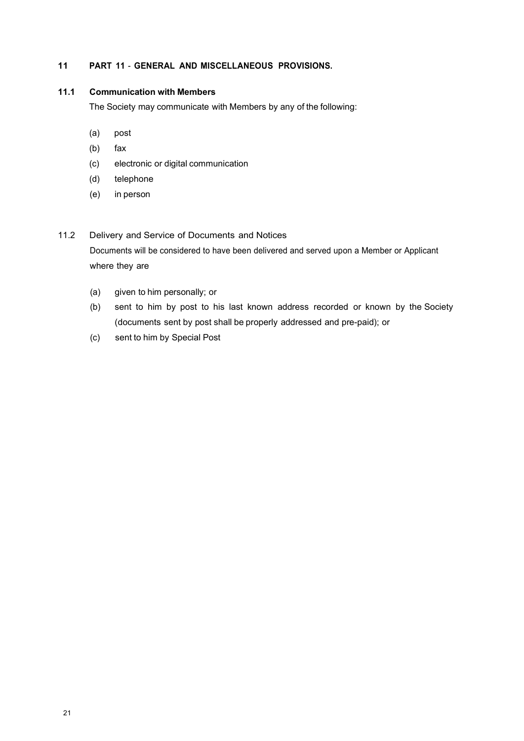## 11 PART 11 - GENERAL AND MISCELLANEOUS PROVISIONS.

### 11.1 Communication with Members

The Society may communicate with Members by any of the following:

(a) post

(b) fax

(c) electronic or digital communication

(d) telephone

(e) in person

### 11.2 Delivery and Service of Documents and Notices

Documents will be considered to have been delivered and served upon a Member or Applicant where they are

(a) given to him personally; or

(b) sent to him by post to his last known address recorded or known by the Society (documents sent by post shall be properly addressed and pre-paid); or

(c) sent to him by Special Post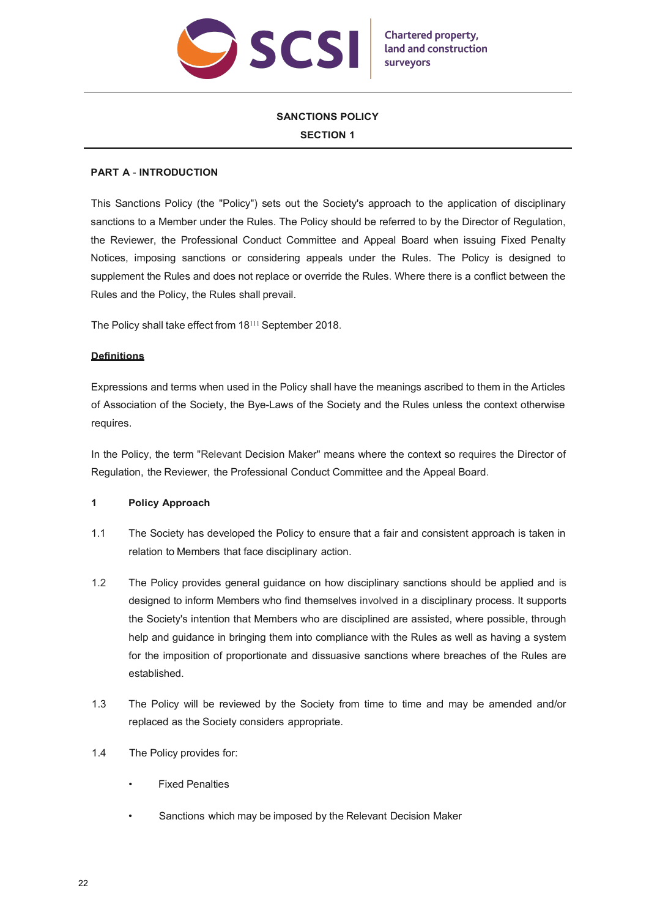# SANCTIONS POLICY

## SECTION 1

### PART A - INTRODUCTION

This Sanctions Policy (the "Policy") sets out the Society's approach to the application of disciplinary sanctions to a Member under the Rules. The Policy should be referred to by the Director of Regulation, the Reviewer, the Professional Conduct Committee and Appeal Board when issuing Fixed Penalty Notices, imposing sanctions or considering appeals under the Rules. The Policy is designed to supplement the Rules and does not replace or override the Rules. Where there is a conflict between the Rules and the Policy, the Rules shall prevail.

The Policy shall take effect from 18th September 2018.

**Definitions**

Expressions and terms when used in the Policy shall have the meanings ascribed to them in the Articles of Association of the Society, the Bye-Laws of the Society and the Rules unless the context otherwise requires.

In the Policy, the term "Relevant Decision Maker" means where the context so requires the Director of Regulation, the Reviewer, the Professional Conduct Committee and the Appeal Board.

**1 Policy Approach**

1.1 The Society has developed the Policy to ensure that a fair and consistent approach is taken in relation to Members that face disciplinary action.

1.2 The Policy provides general guidance on how disciplinary sanctions should be applied and is designed to inform Members who find themselves involved in a disciplinary process. It supports the Society's intention that Members who are disciplined are assisted, where possible, through help and guidance in bringing them into compliance with the Rules as well as having a system for the imposition of proportionate and dissuasive sanctions where breaches of the Rules are established.

1.3 The Policy will be reviewed by the Society from time to time and may be amended and/or replaced as the Society considers appropriate.

1.4 The Policy provides for:

- Fixed Penalties
- Sanctions which may be imposed by the Relevant Decision Maker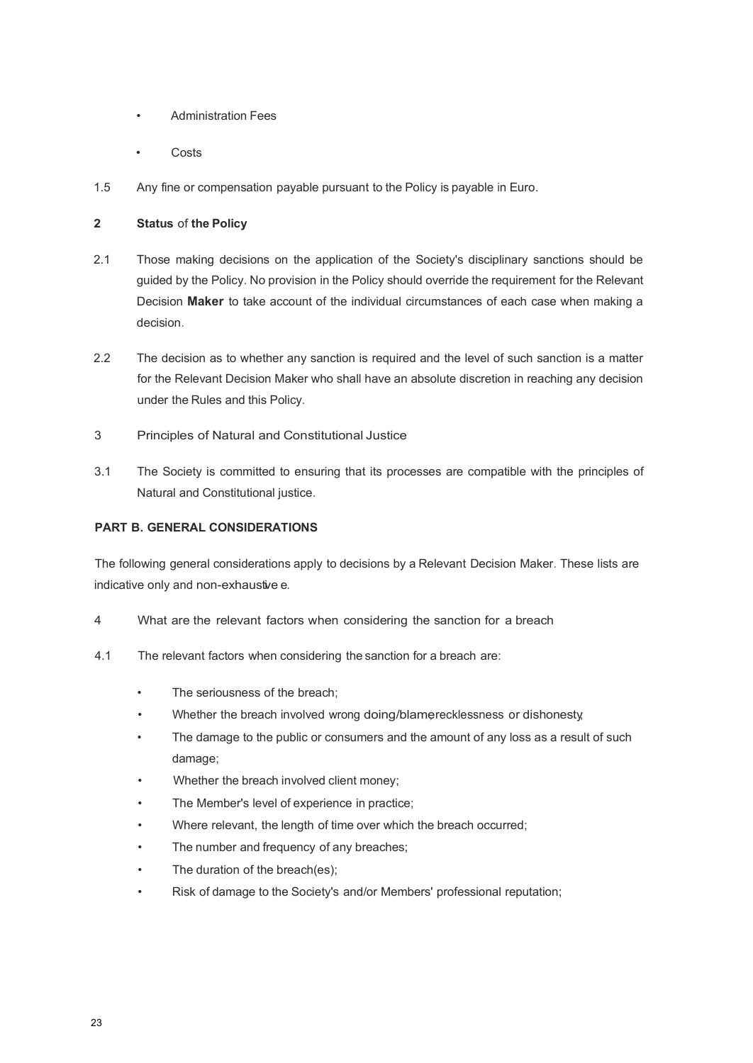- Administration Fees
- Costs

1.5 Any fine or compensation payable pursuant to the Policy is payable in Euro.

**2 Status of the Policy**

2.1 Those making decisions on the application of the Society's disciplinary sanctions should be guided by the Policy. No provision in the Policy should override the requirement for the Relevant Decision **Maker** to take account of the individual circumstances of each case when making a decision.

2.2 The decision as to whether any sanction is required and the level of such sanction is a matter for the Relevant Decision Maker who shall have an absolute discretion in reaching any decision under the Rules and this Policy.

3 Principles of Natural and Constitutional Justice

3.1 The Society is committed to ensuring that its processes are compatible with the principles of Natural and Constitutional justice.

**PART B. GENERAL CONSIDERATIONS**

The following general considerations apply to decisions by a Relevant Decision Maker. These lists are indicative only and non-exhaustive e.

4 What are the relevant factors when considering the sanction for a breach

4.1 The relevant factors when considering the sanction for a breach are:

- The seriousness of the breach;
- Whether the breach involved wrong doing/blame, recklessness or dishonesty;
- The damage to the public or consumers and the amount of any loss as a result of such damage;
- Whether the breach involved client money;
- The Member's level of experience in practice;
- Where relevant, the length of time over which the breach occurred;
- The number and frequency of any breaches;
- The duration of the breach(es);
- Risk of damage to the Society's and/or Members' professional reputation;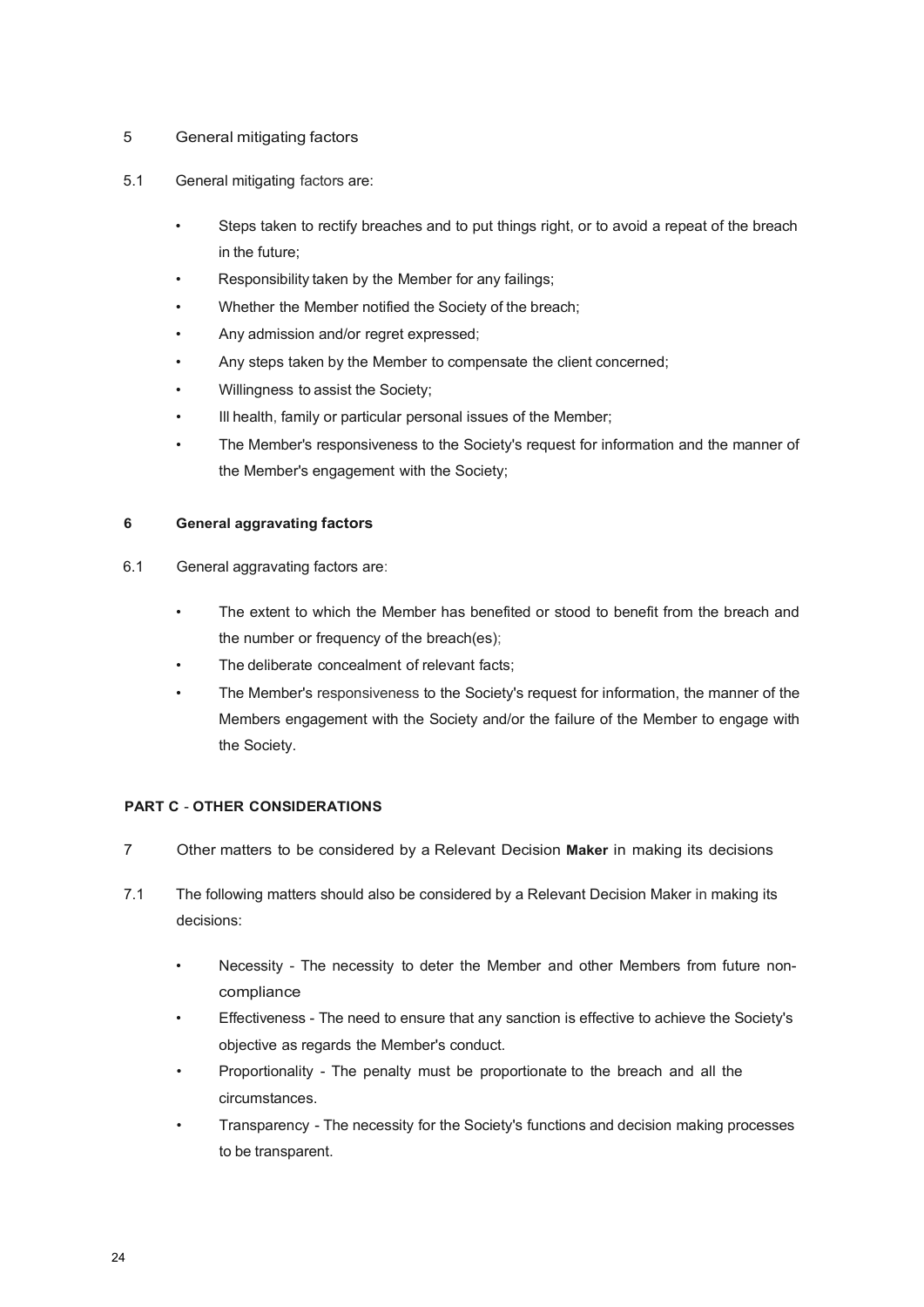## 5 General mitigating factors

5.1 General mitigating factors are:

- Steps taken to rectify breaches and to put things right, or to avoid a repeat of the breach in the future;
- Responsibility taken by the Member for any failings;
- Whether the Member notified the Society of the breach;
- Any admission and/or regret expressed;
- Any steps taken by the Member to compensate the client concerned;
- Willingness to assist the Society;
- Ill health, family or particular personal issues of the Member;
- The Member's responsiveness to the Society's request for information and the manner of the Member's engagement with the Society;

## 6 General aggravating factors

6.1 General aggravating factors are:

- The extent to which the Member has benefited or stood to benefit from the breach and the number or frequency of the breach(es);
- The deliberate concealment of relevant facts;
- The Member's responsiveness to the Society's request for information, the manner of the Members engagement with the Society and/or the failure of the Member to engage with the Society.

# PART C - OTHER CONSIDERATIONS

## 7 Other matters to be considered by a Relevant Decision **Maker** in making its decisions

7.1 The following matters should also be considered by a Relevant Decision Maker in making its decisions:

- Necessity - The necessity to deter the Member and other Members from future non-compliance
- Effectiveness - The need to ensure that any sanction is effective to achieve the Society's objective as regards the Member's conduct.
- Proportionality - The penalty must be proportionate to the breach and all the circumstances.
- Transparency - The necessity for the Society's functions and decision making processes to be transparent.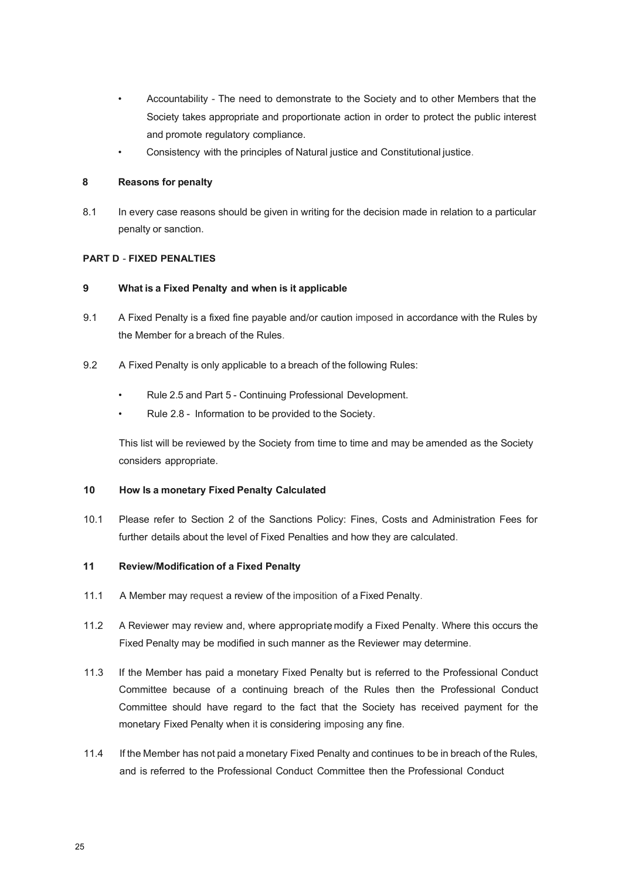- Accountability - The need to demonstrate to the Society and to other Members that the Society takes appropriate and proportionate action in order to protect the public interest and promote regulatory compliance.
- Consistency with the principles of Natural justice and Constitutional justice.

**8 Reasons for penalty**

8.1 In every case reasons should be given in writing for the decision made in relation to a particular penalty or sanction.

**PART D - FIXED PENALTIES**

**9 What is a Fixed Penalty and when is it applicable**

9.1 A Fixed Penalty is a fixed fine payable and/or caution imposed in accordance with the Rules by the Member for a breach of the Rules.

9.2 A Fixed Penalty is only applicable to a breach of the following Rules:

- Rule 2.5 and Part 5 - Continuing Professional Development.
- Rule 2.8 - Information to be provided to the Society.

This list will be reviewed by the Society from time to time and may be amended as the Society considers appropriate.

**10 How Is a monetary Fixed Penalty Calculated**

10.1 Please refer to Section 2 of the Sanctions Policy: Fines, Costs and Administration Fees for further details about the level of Fixed Penalties and how they are calculated.

**11 Review/Modification of a Fixed Penalty**

11.1 A Member may request a review of the imposition of a Fixed Penalty.

11.2 A Reviewer may review and, where appropriate modify a Fixed Penalty. Where this occurs the Fixed Penalty may be modified in such manner as the Reviewer may determine.

11.3 If the Member has paid a monetary Fixed Penalty but is referred to the Professional Conduct Committee because of a continuing breach of the Rules then the Professional Conduct Committee should have regard to the fact that the Society has received payment for the monetary Fixed Penalty when it is considering imposing any fine.

11.4 If the Member has not paid a monetary Fixed Penalty and continues to be in breach of the Rules, and is referred to the Professional Conduct Committee then the Professional Conduct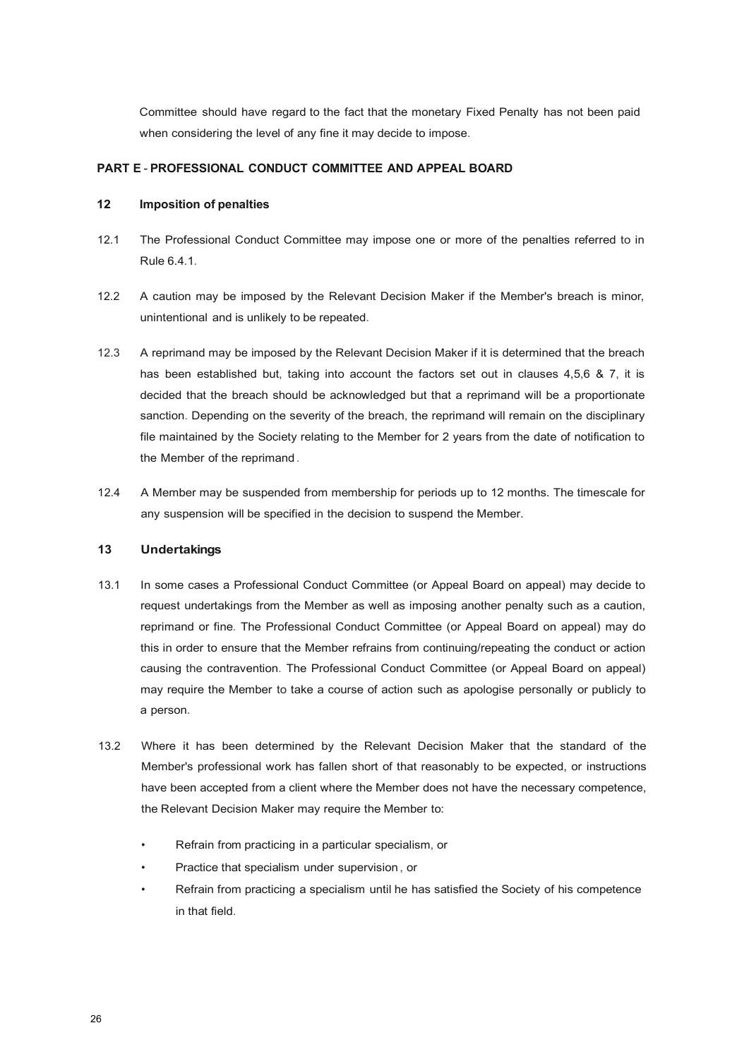Committee should have regard to the fact that the monetary Fixed Penalty has not been paid when considering the level of any fine it may decide to impose.

## PART E - PROFESSIONAL CONDUCT COMMITTEE AND APPEAL BOARD

### 12 Imposition of penalties

12.1 The Professional Conduct Committee may impose one or more of the penalties referred to in Rule 6.4.1.

12.2 A caution may be imposed by the Relevant Decision Maker if the Member's breach is minor, unintentional and is unlikely to be repeated.

12.3 A reprimand may be imposed by the Relevant Decision Maker if it is determined that the breach has been established but, taking into account the factors set out in clauses 4,5,6 & 7, it is decided that the breach should be acknowledged but that a reprimand will be a proportionate sanction. Depending on the severity of the breach, the reprimand will remain on the disciplinary file maintained by the Society relating to the Member for 2 years from the date of notification to the Member of the reprimand.

12.4 A Member may be suspended from membership for periods up to 12 months. The timescale for any suspension will be specified in the decision to suspend the Member.

### 13 Undertakings

13.1 In some cases a Professional Conduct Committee (or Appeal Board on appeal) may decide to request undertakings from the Member as well as imposing another penalty such as a caution, reprimand or fine. The Professional Conduct Committee (or Appeal Board on appeal) may do this in order to ensure that the Member refrains from continuing/repeating the conduct or action causing the contravention. The Professional Conduct Committee (or Appeal Board on appeal) may require the Member to take a course of action such as apologise personally or publicly to a person.

13.2 Where it has been determined by the Relevant Decision Maker that the standard of the Member's professional work has fallen short of that reasonably to be expected, or instructions have been accepted from a client where the Member does not have the necessary competence, the Relevant Decision Maker may require the Member to:

- Refrain from practicing in a particular specialism, or
- Practice that specialism under supervision, or
- Refrain from practicing a specialism until he has satisfied the Society of his competence in that field.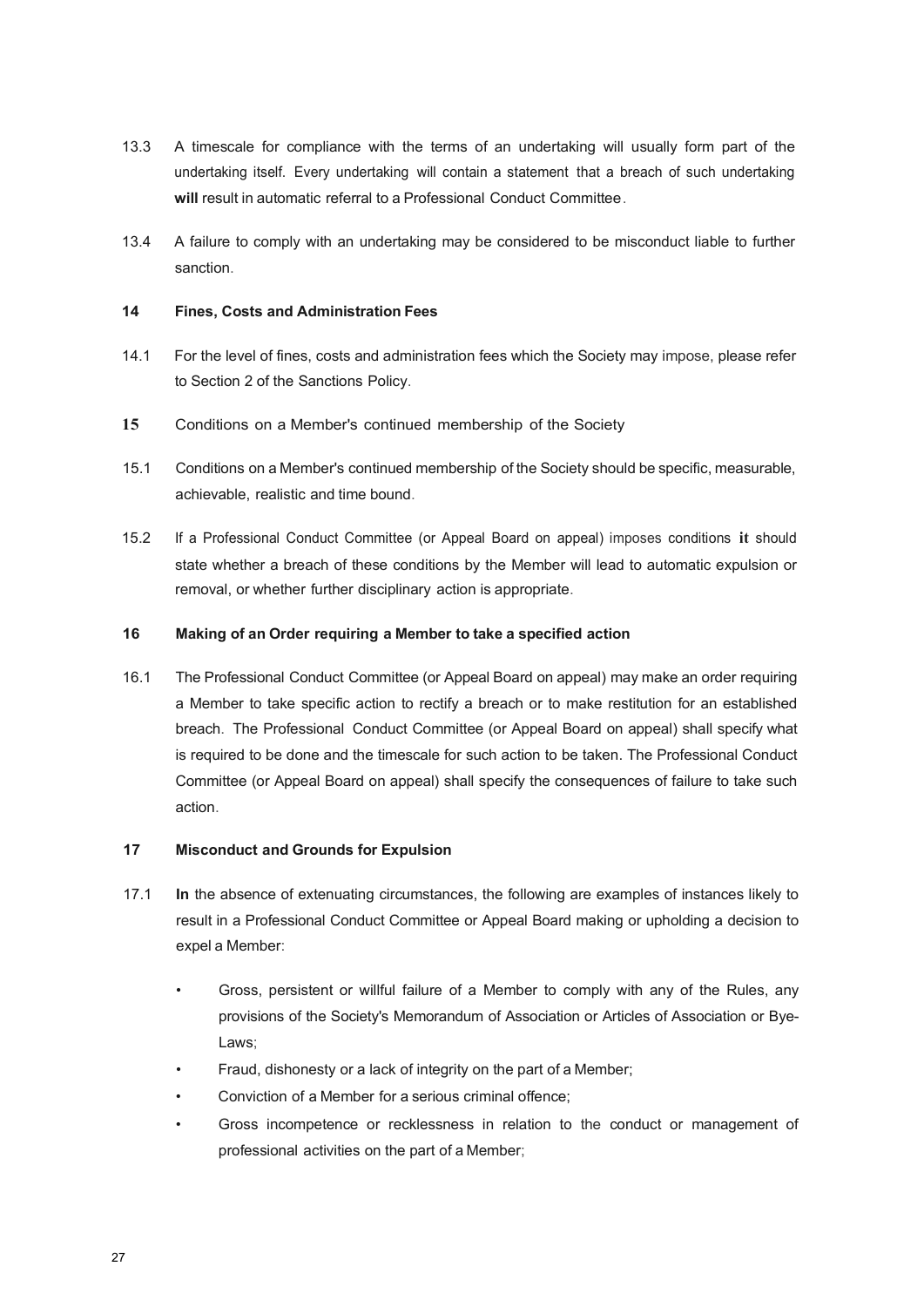13.3 A timescale for compliance with the terms of an undertaking will usually form part of the undertaking itself. Every undertaking will contain a statement that a breach of such undertaking **will** result in automatic referral to a Professional Conduct Committee.

13.4 A failure to comply with an undertaking may be considered to be misconduct liable to further sanction.

## 14 Fines, Costs and Administration Fees

14.1 For the level of fines, costs and administration fees which the Society may impose, please refer to Section 2 of the Sanctions Policy.

## 15 Conditions on a Member's continued membership of the Society

15.1 Conditions on a Member's continued membership of the Society should be specific, measurable, achievable, realistic and time bound.

15.2 If a Professional Conduct Committee (or Appeal Board on appeal) imposes conditions it should state whether a breach of these conditions by the Member will lead to automatic expulsion or removal, or whether further disciplinary action is appropriate.

## 16 Making of an Order requiring a Member to take a specified action

16.1 The Professional Conduct Committee (or Appeal Board on appeal) may make an order requiring a Member to take specific action to rectify a breach or to make restitution for an established breach. The Professional Conduct Committee (or Appeal Board on appeal) shall specify what is required to be done and the timescale for such action to be taken. The Professional Conduct Committee (or Appeal Board on appeal) shall specify the consequences of failure to take such action.

## 17 Misconduct and Grounds for Expulsion

17.1 **In** the absence of extenuating circumstances, the following are examples of instances likely to result in a Professional Conduct Committee or Appeal Board making or upholding a decision to expel a Member:

- Gross, persistent or willful failure of a Member to comply with any of the Rules, any provisions of the Society's Memorandum of Association or Articles of Association or Bye-Laws;
- Fraud, dishonesty or a lack of integrity on the part of a Member;
- Conviction of a Member for a serious criminal offence;
- Gross incompetence or recklessness in relation to the conduct or management of professional activities on the part of a Member;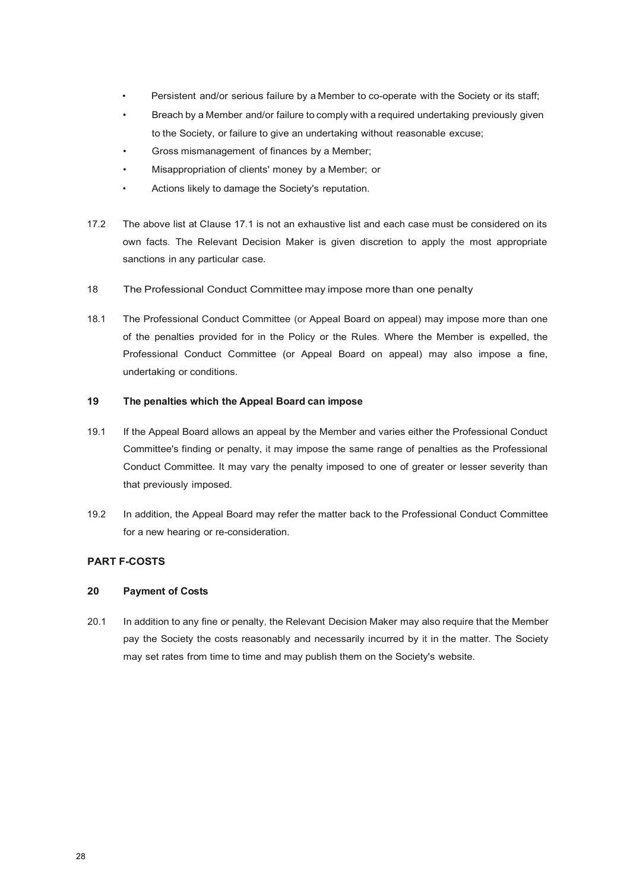- Persistent and/or serious failure by a Member to co-operate with the Society or its staff;
- Breach by a Member and/or failure to comply with a required undertaking previously given to the Society, or failure to give an undertaking without reasonable excuse;
- Gross mismanagement of finances by a Member;
- Misappropriation of clients' money by a Member; or
- Actions likely to damage the Society's reputation.

17.2 The above list at Clause 17.1 is not an exhaustive list and each case must be considered on its own facts. The Relevant Decision Maker is given discretion to apply the most appropriate sanctions in any particular case.

18 The Professional Conduct Committee may impose more than one penalty

18.1 The Professional Conduct Committee (or Appeal Board on appeal) may impose more than one of the penalties provided for in the Policy or the Rules. Where the Member is expelled, the Professional Conduct Committee (or Appeal Board on appeal) may also impose a fine, undertaking or conditions.

### 19 The penalties which the Appeal Board can impose

19.1 If the Appeal Board allows an appeal by the Member and varies either the Professional Conduct Committee's finding or penalty, it may impose the same range of penalties as the Professional Conduct Committee. It may vary the penalty imposed to one of greater or lesser severity than that previously imposed.

19.2 In addition, the Appeal Board may refer the matter back to the Professional Conduct Committee for a new hearing or re-consideration.

## PART F-COSTS

### 20 Payment of Costs

20.1 In addition to any fine or penalty, the Relevant Decision Maker may also require that the Member pay the Society the costs reasonably and necessarily incurred by it in the matter. The Society may set rates from time to time and may publish them on the Society's website.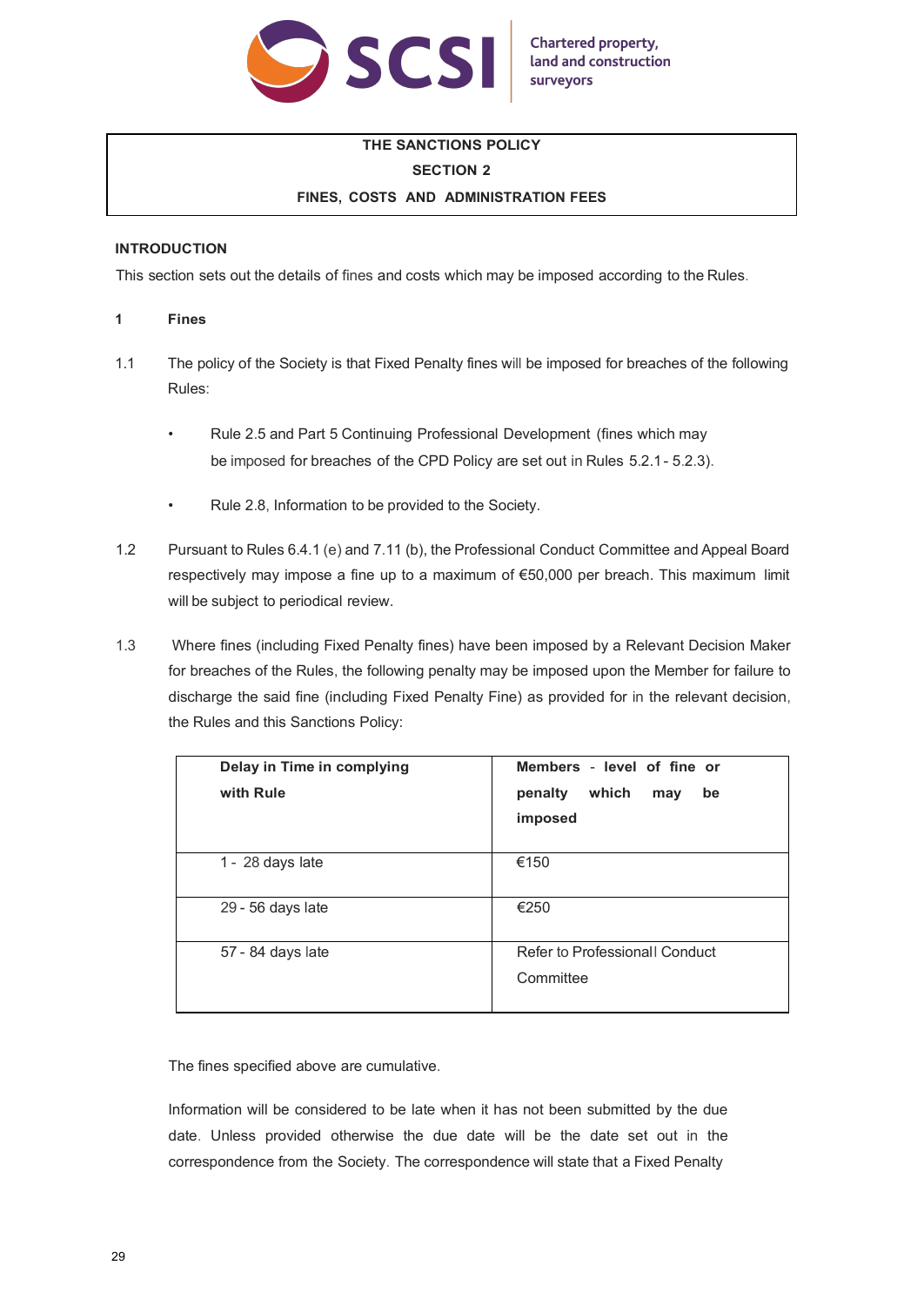**THE SANCTIONS POLICY**

**SECTION 2**

**FINES, COSTS AND ADMINISTRATION FEES**

**INTRODUCTION**

This section sets out the details of fines and costs which may be imposed according to the Rules.

**1 Fines**

1.1 The policy of the Society is that Fixed Penalty fines will be imposed for breaches of the following Rules:

- Rule 2.5 and Part 5 Continuing Professional Development (fines which may be imposed for breaches of the CPD Policy are set out in Rules 5.2.1 - 5.2.3).
- Rule 2.8, Information to be provided to the Society.

1.2 Pursuant to Rules 6.4.1 (e) and 7.11 (b), the Professional Conduct Committee and Appeal Board respectively may impose a fine up to a maximum of €50,000 per breach. This maximum limit will be subject to periodical review.

1.3 Where fines (including Fixed Penalty fines) have been imposed by a Relevant Decision Maker for breaches of the Rules, the following penalty may be imposed upon the Member for failure to discharge the said fine (including Fixed Penalty Fine) as provided for in the relevant decision, the Rules and this Sanctions Policy:

| **Delay in Time in complying with Rule** | **Members - level of fine or penalty which may be imposed** |
|---|---|
| 1 - 28 days late | €150 |
| 29 - 56 days late | €250 |
| 57 - 84 days late | Refer to Professionall Conduct Committee |

The fines specified above are cumulative.

Information will be considered to be late when it has not been submitted by the due date. Unless provided otherwise the due date will be the date set out in the correspondence from the Society. The correspondence will state that a Fixed Penalty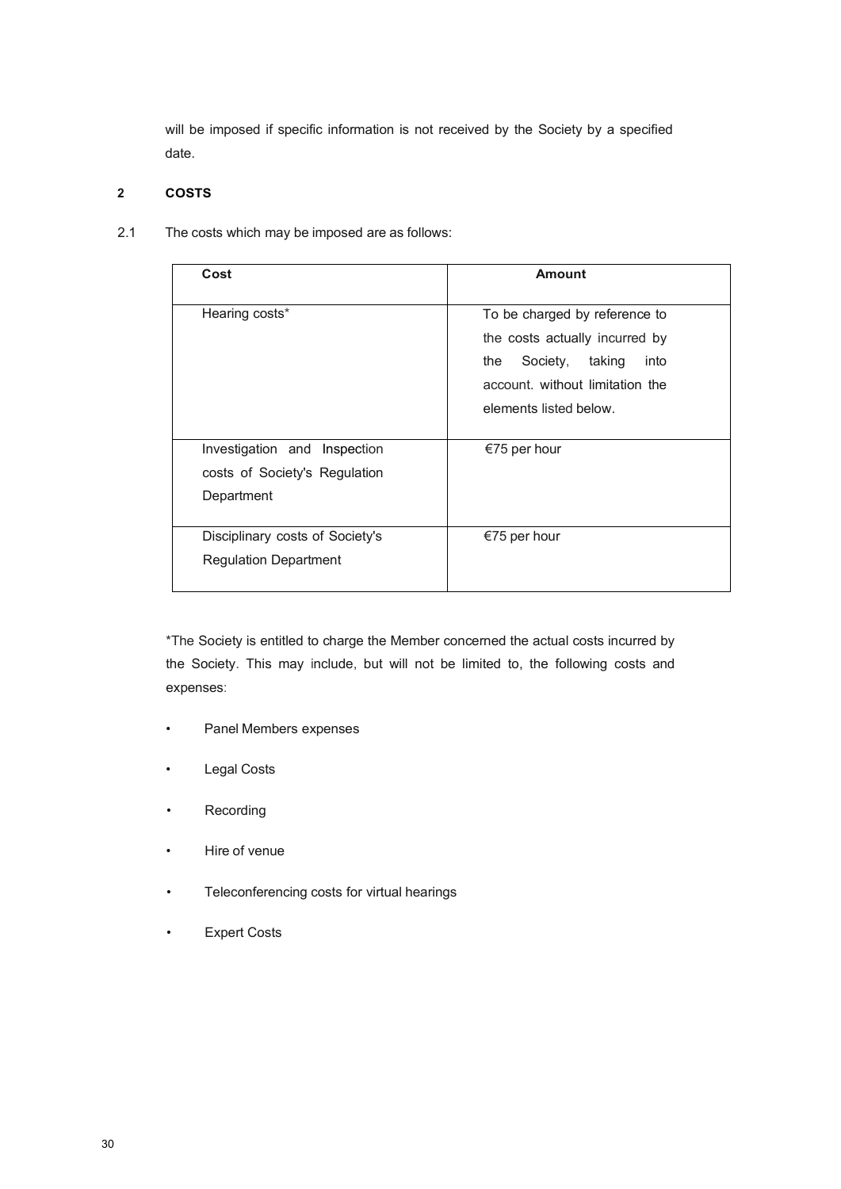will be imposed if specific information is not received by the Society by a specified date.

## 2 COSTS

2.1 The costs which may be imposed are as follows:

| Cost | Amount |
|---|---|
| Hearing costs* | To be charged by reference to the costs actually incurred by the Society, taking into account. without limitation the elements listed below. |
| Investigation and Inspection costs of Society's Regulation Department | €75 per hour |
| Disciplinary costs of Society's Regulation Department | €75 per hour |

*The Society is entitled to charge the Member concerned the actual costs incurred by the Society. This may include, but will not be limited to, the following costs and expenses:

- Panel Members expenses
- Legal Costs
- Recording
- Hire of venue
- Teleconferencing costs for virtual hearings
- Expert Costs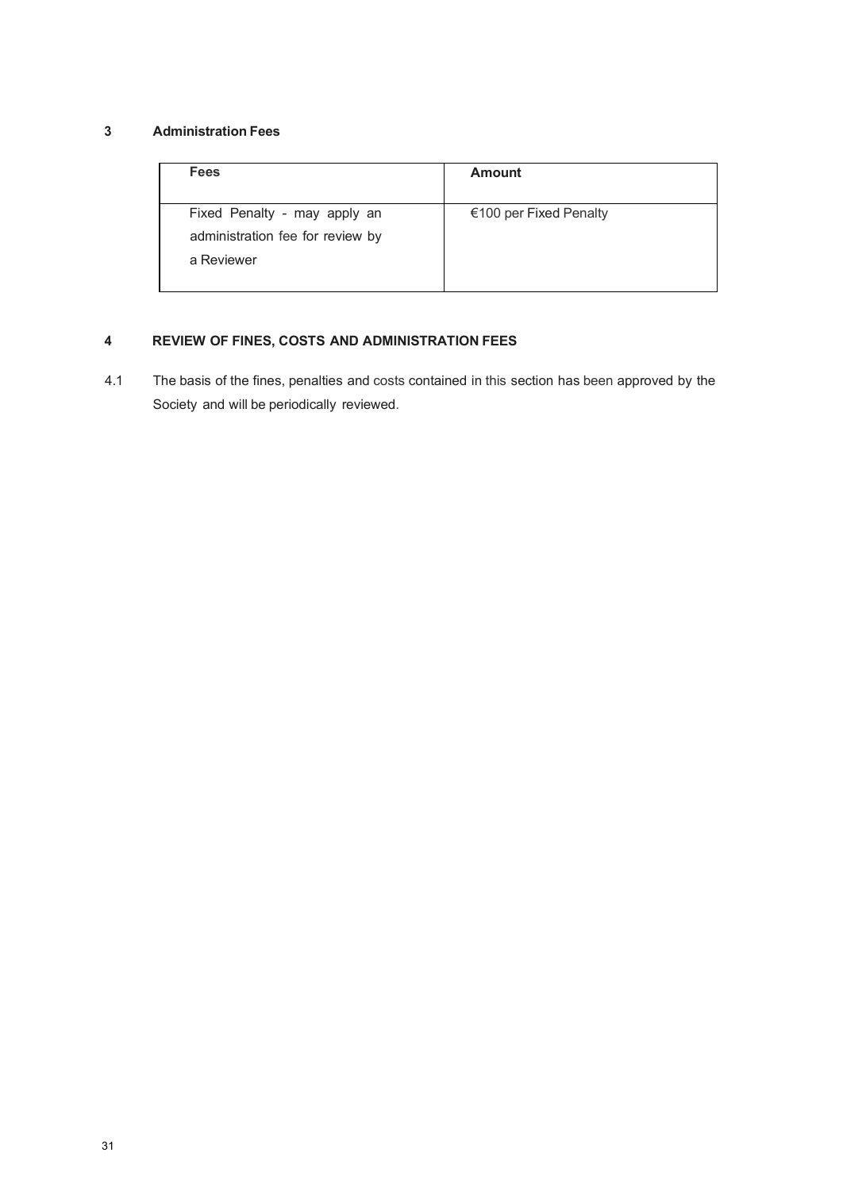## 3 Administration Fees

| Fees | Amount |
|---|---|
| Fixed Penalty - may apply an administration fee for review by a Reviewer | €100 per Fixed Penalty |

## 4 REVIEW OF FINES, COSTS AND ADMINISTRATION FEES

4.1 The basis of the fines, penalties and costs contained in this section has been approved by the Society and will be periodically reviewed.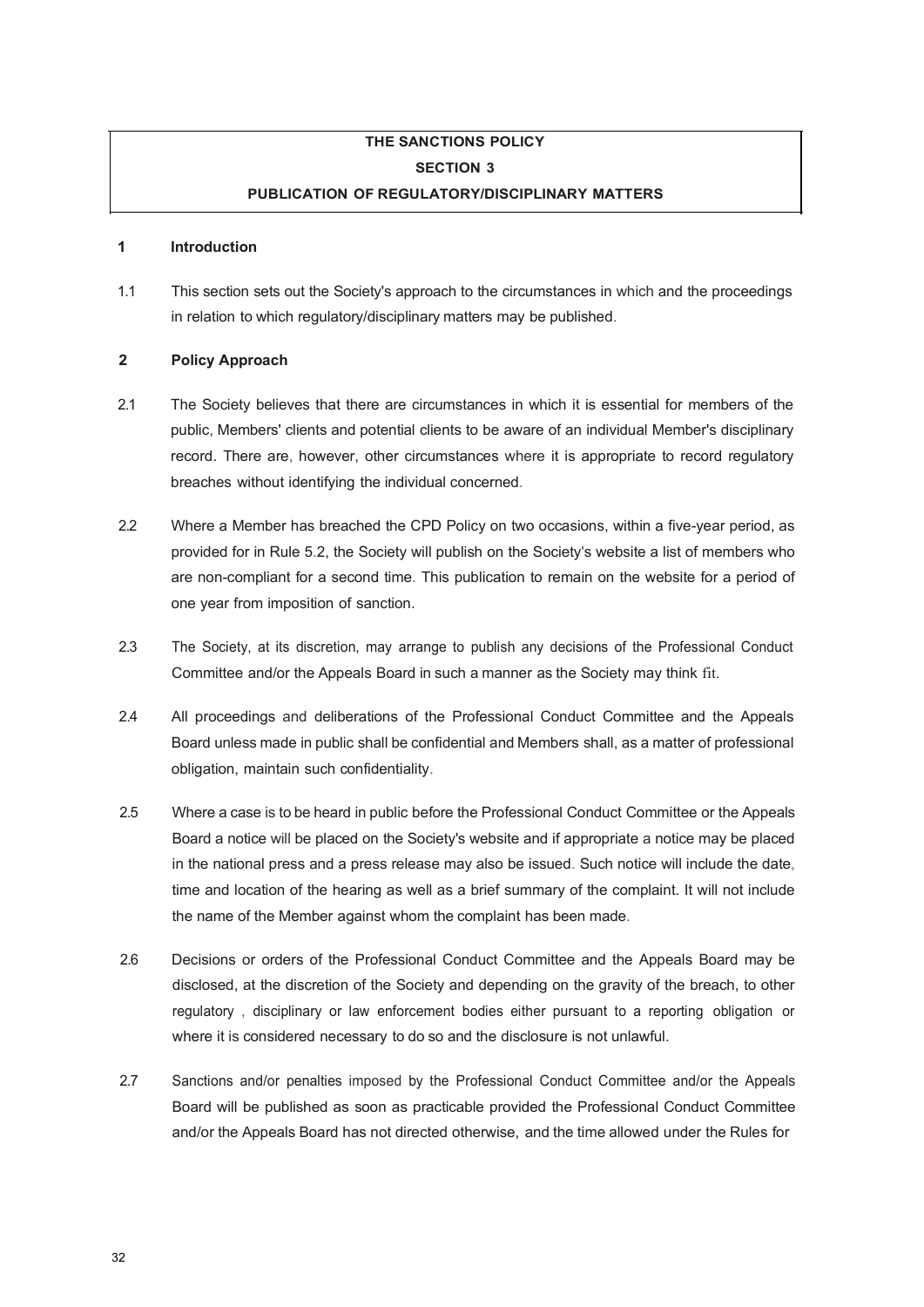**THE SANCTIONS POLICY**

**SECTION 3**

**PUBLICATION OF REGULATORY/DISCIPLINARY MATTERS**

## 1 Introduction

1.1 This section sets out the Society's approach to the circumstances in which and the proceedings in relation to which regulatory/disciplinary matters may be published.

## 2 Policy Approach

2.1 The Society believes that there are circumstances in which it is essential for members of the public, Members' clients and potential clients to be aware of an individual Member's disciplinary record. There are, however, other circumstances where it is appropriate to record regulatory breaches without identifying the individual concerned.

2.2 Where a Member has breached the CPD Policy on two occasions, within a five-year period, as provided for in Rule 5.2, the Society will publish on the Society's website a list of members who are non-compliant for a second time. This publication to remain on the website for a period of one year from imposition of sanction.

2.3 The Society, at its discretion, may arrange to publish any decisions of the Professional Conduct Committee and/or the Appeals Board in such a manner as the Society may think fit.

2.4 All proceedings and deliberations of the Professional Conduct Committee and the Appeals Board unless made in public shall be confidential and Members shall, as a matter of professional obligation, maintain such confidentiality.

2.5 Where a case is to be heard in public before the Professional Conduct Committee or the Appeals Board a notice will be placed on the Society's website and if appropriate a notice may be placed in the national press and a press release may also be issued. Such notice will include the date, time and location of the hearing as well as a brief summary of the complaint. It will not include the name of the Member against whom the complaint has been made.

2.6 Decisions or orders of the Professional Conduct Committee and the Appeals Board may be disclosed, at the discretion of the Society and depending on the gravity of the breach, to other regulatory , disciplinary or law enforcement bodies either pursuant to a reporting obligation or where it is considered necessary to do so and the disclosure is not unlawful.

2.7 Sanctions and/or penalties imposed by the Professional Conduct Committee and/or the Appeals Board will be published as soon as practicable provided the Professional Conduct Committee and/or the Appeals Board has not directed otherwise, and the time allowed under the Rules for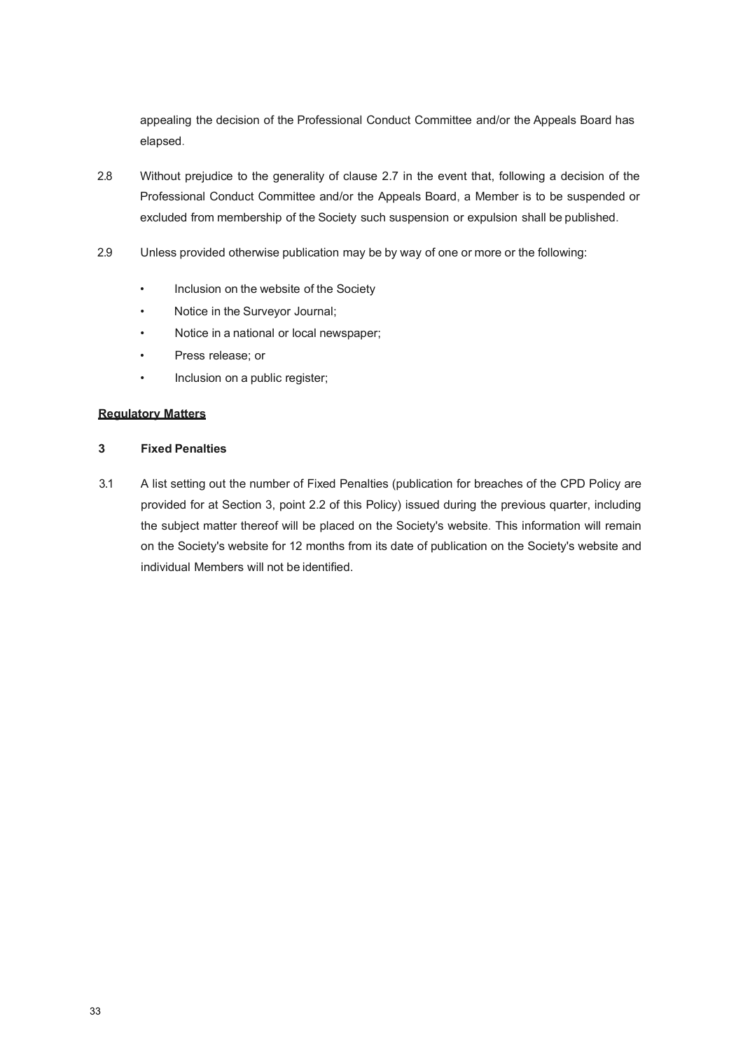appealing the decision of the Professional Conduct Committee and/or the Appeals Board has elapsed.

2.8 Without prejudice to the generality of clause 2.7 in the event that, following a decision of the Professional Conduct Committee and/or the Appeals Board, a Member is to be suspended or excluded from membership of the Society such suspension or expulsion shall be published.

2.9 Unless provided otherwise publication may be by way of one or more or the following:

- Inclusion on the website of the Society
- Notice in the Surveyor Journal;
- Notice in a national or local newspaper;
- Press release; or
- Inclusion on a public register;

**Regulatory Matters**

**3 Fixed Penalties**

3.1 A list setting out the number of Fixed Penalties (publication for breaches of the CPD Policy are provided for at Section 3, point 2.2 of this Policy) issued during the previous quarter, including the subject matter thereof will be placed on the Society's website. This information will remain on the Society's website for 12 months from its date of publication on the Society's website and individual Members will not be identified.